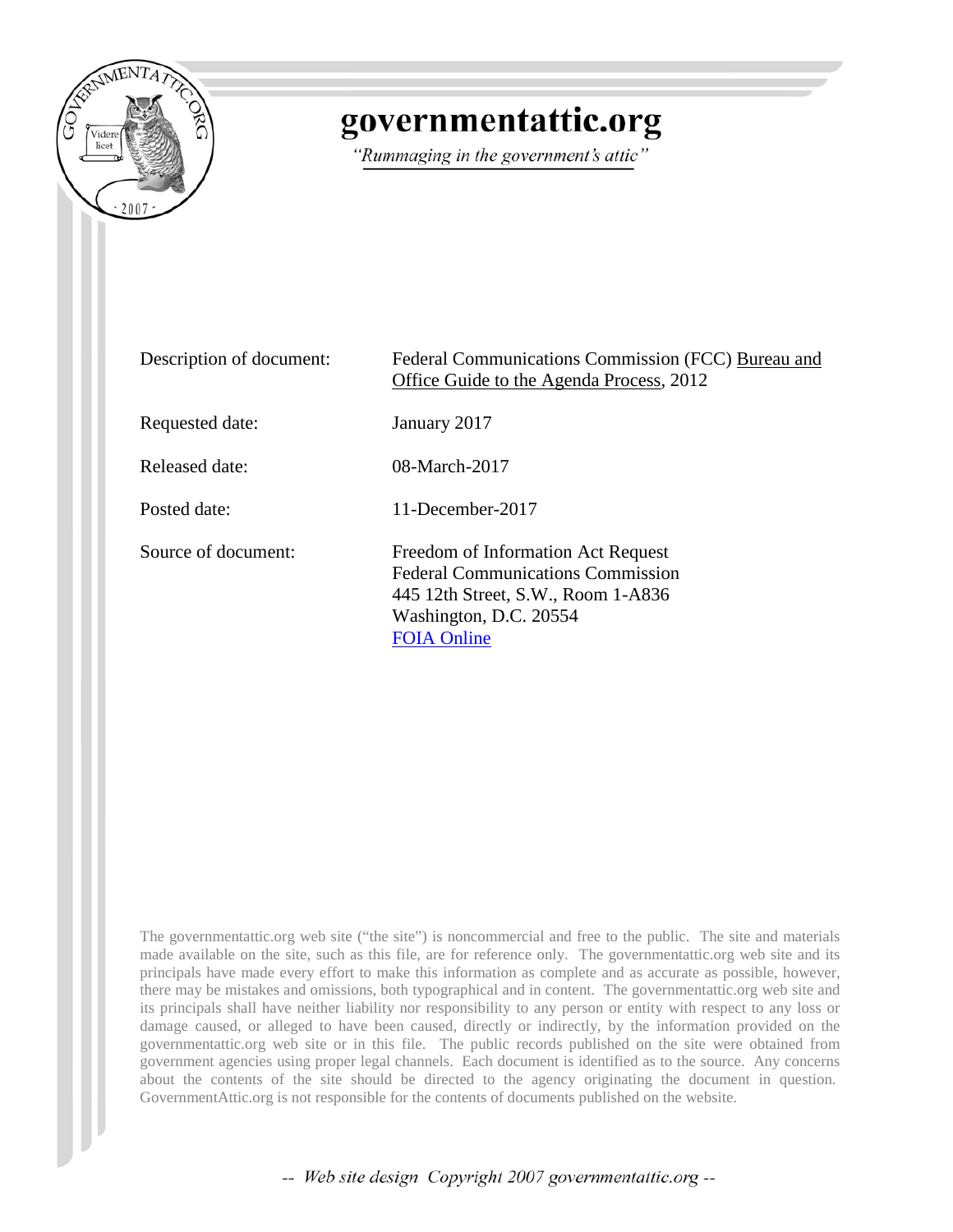# governmentattic.org

*"Rummaging in the government's attic"*

| | |
|---|---|
| Description of document: | Federal Communications Commission (FCC) Bureau and Office Guide to the Agenda Process, 2012 |
| Requested date: | January 2017 |
| Released date: | 08-March-2017 |
| Posted date: | 11-December-2017 |
| Source of document: | Freedom of Information Act Request<br>Federal Communications Commission<br>445 12th Street, S.W., Room 1-A836<br>Washington, D.C. 20554<br>FOIA Online |

The governmentattic.org web site ("the site") is noncommercial and free to the public. The site and materials made available on the site, such as this file, are for reference only. The governmentattic.org web site and its principals have made every effort to make this information as complete and as accurate as possible, however, there may be mistakes and omissions, both typographical and in content. The governmentattic.org web site and its principals shall have neither liability nor responsibility to any person or entity with respect to any loss or damage caused, or alleged to have been caused, directly or indirectly, by the information provided on the governmentattic.org web site or in this file. The public records published on the site were obtained from government agencies using proper legal channels. Each document is identified as to the source. Any concerns about the contents of the site should be directed to the agency originating the document in question. GovernmentAttic.org is not responsible for the contents of documents published on the website.

-- Web site design Copyright 2007 governmentattic.org --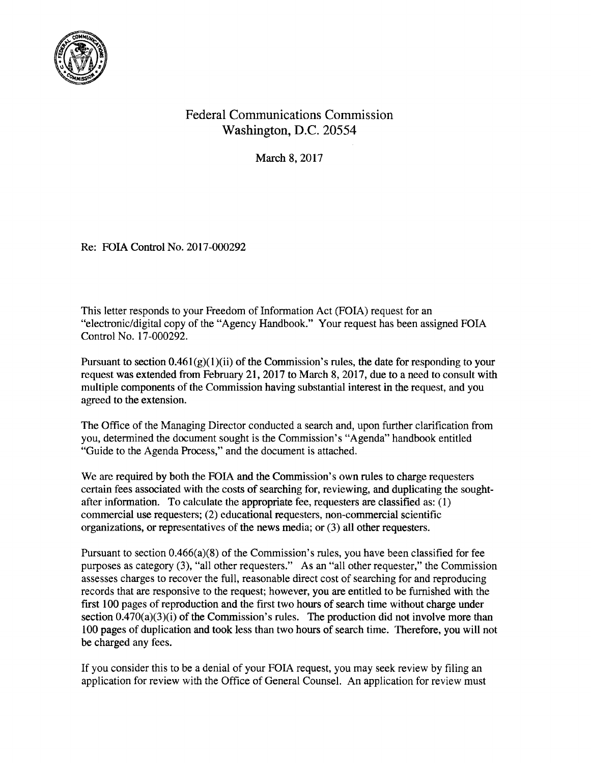Federal Communications Commission
Washington, D.C. 20554

March 8, 2017

Re: FOIA Control No. 2017-000292

This letter responds to your Freedom of Information Act (FOIA) request for an "electronic/digital copy of the "Agency Handbook." Your request has been assigned FOIA Control No. 17-000292.

Pursuant to section 0.461(g)(1)(ii) of the Commission's rules, the date for responding to your request was extended from February 21, 2017 to March 8, 2017, due to a need to consult with multiple components of the Commission having substantial interest in the request, and you agreed to the extension.

The Office of the Managing Director conducted a search and, upon further clarification from you, determined the document sought is the Commission's "Agenda" handbook entitled "Guide to the Agenda Process," and the document is attached.

We are required by both the FOIA and the Commission's own rules to charge requesters certain fees associated with the costs of searching for, reviewing, and duplicating the sought-after information. To calculate the appropriate fee, requesters are classified as: (1) commercial use requesters; (2) educational requesters, non-commercial scientific organizations, or representatives of the news media; or (3) all other requesters.

Pursuant to section 0.466(a)(8) of the Commission's rules, you have been classified for fee purposes as category (3), "all other requesters." As an "all other requester," the Commission assesses charges to recover the full, reasonable direct cost of searching for and reproducing records that are responsive to the request; however, you are entitled to be furnished with the first 100 pages of reproduction and the first two hours of search time without charge under section 0.470(a)(3)(i) of the Commission's rules. The production did not involve more than 100 pages of duplication and took less than two hours of search time. Therefore, you will not be charged any fees.

If you consider this to be a denial of your FOIA request, you may seek review by filing an application for review with the Office of General Counsel. An application for review must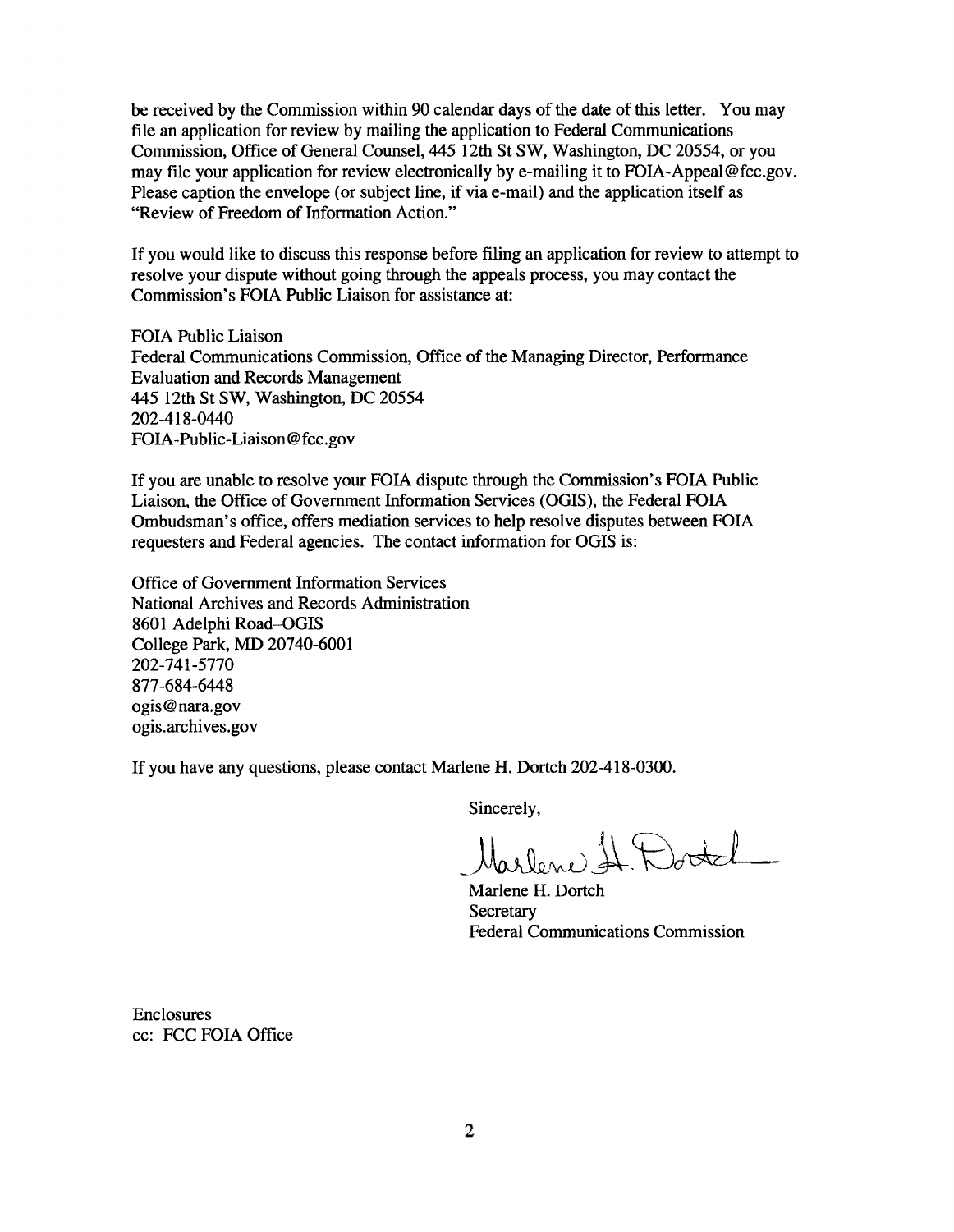be received by the Commission within 90 calendar days of the date of this letter. You may file an application for review by mailing the application to Federal Communications Commission, Office of General Counsel, 445 12th St SW, Washington, DC 20554, or you may file your application for review electronically by e-mailing it to FOIA-Appeal@fcc.gov. Please caption the envelope (or subject line, if via e-mail) and the application itself as "Review of Freedom of Information Action."

If you would like to discuss this response before filing an application for review to attempt to resolve your dispute without going through the appeals process, you may contact the Commission's FOIA Public Liaison for assistance at:

FOIA Public Liaison
Federal Communications Commission, Office of the Managing Director, Performance Evaluation and Records Management
445 12th St SW, Washington, DC 20554
202-418-0440
FOIA-Public-Liaison@fcc.gov

If you are unable to resolve your FOIA dispute through the Commission's FOIA Public Liaison, the Office of Government Information Services (OGIS), the Federal FOIA Ombudsman's office, offers mediation services to help resolve disputes between FOIA requesters and Federal agencies. The contact information for OGIS is:

Office of Government Information Services
National Archives and Records Administration
8601 Adelphi Road–OGIS
College Park, MD 20740-6001
202-741-5770
877-684-6448
ogis@nara.gov
ogis.archives.gov

If you have any questions, please contact Marlene H. Dortch 202-418-0300.

Sincerely,

Marlene H. Dortch
Secretary
Federal Communications Commission

Enclosures
cc: FCC FOIA Office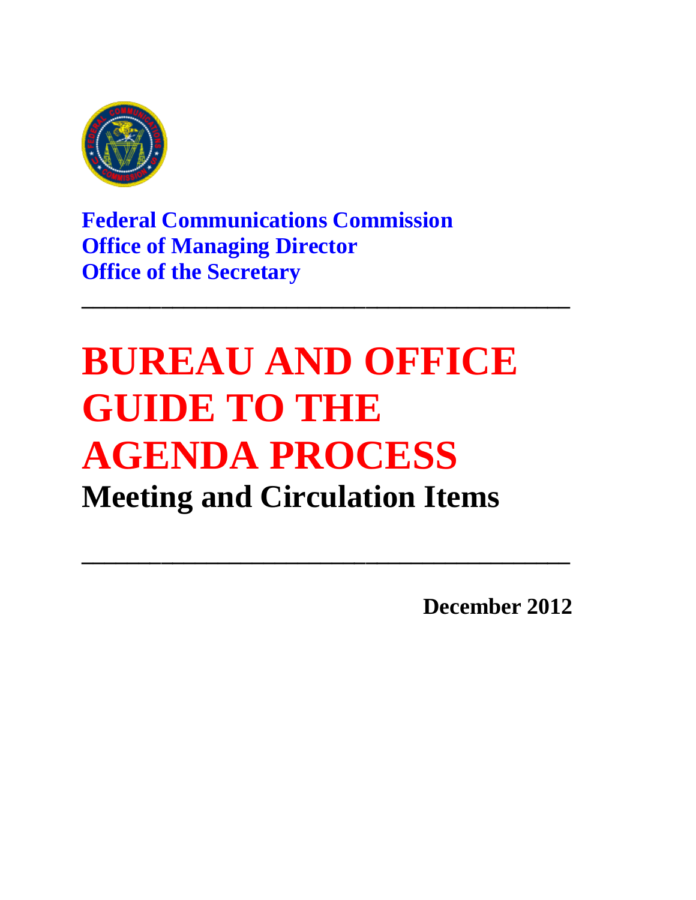**Federal Communications Commission**
**Office of Managing Director**
**Office of the Secretary**

---

# BUREAU AND OFFICE GUIDE TO THE AGENDA PROCESS

## Meeting and Circulation Items

---

**December 2012**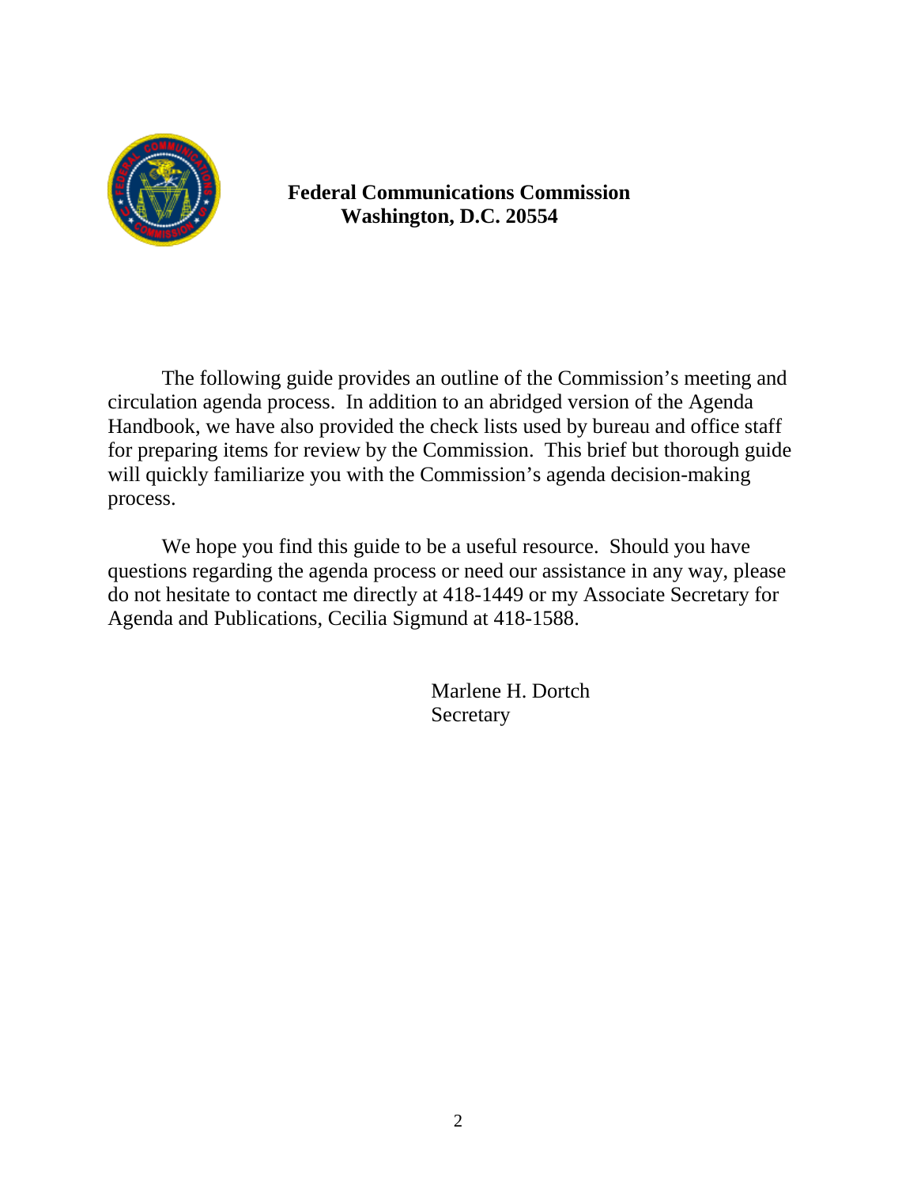**Federal Communications Commission**
**Washington, D.C. 20554**

The following guide provides an outline of the Commission's meeting and circulation agenda process. In addition to an abridged version of the Agenda Handbook, we have also provided the check lists used by bureau and office staff for preparing items for review by the Commission. This brief but thorough guide will quickly familiarize you with the Commission's agenda decision-making process.

We hope you find this guide to be a useful resource. Should you have questions regarding the agenda process or need our assistance in any way, please do not hesitate to contact me directly at 418-1449 or my Associate Secretary for Agenda and Publications, Cecilia Sigmund at 418-1588.

Marlene H. Dortch
Secretary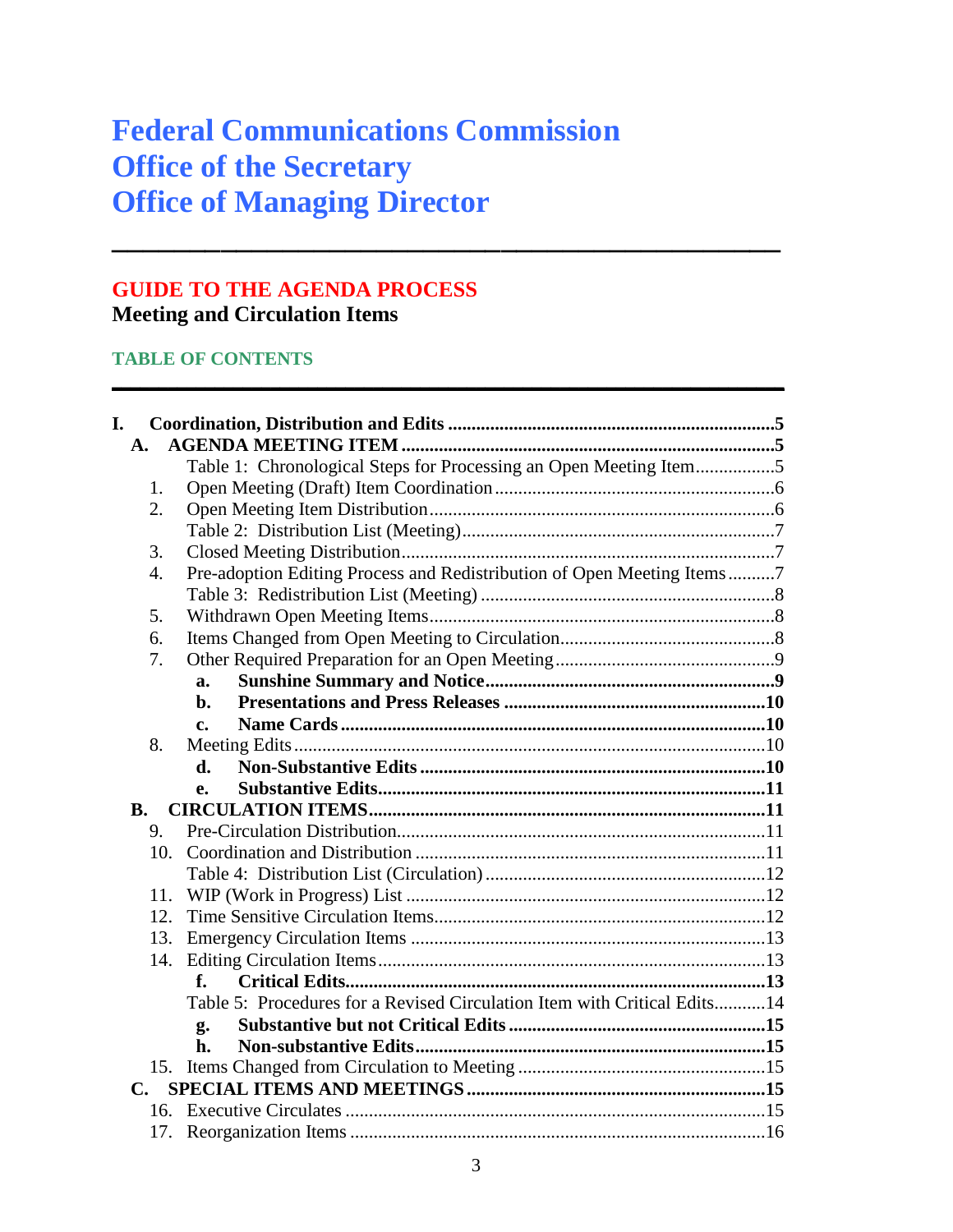# Federal Communications Commission
# Office of the Secretary
# Office of Managing Director

## GUIDE TO THE AGENDA PROCESS

**Meeting and Circulation Items**

### TABLE OF CONTENTS

**I. Coordination, Distribution and Edits** .....5

- **A. AGENDA MEETING ITEM** .....5
  - Table 1: Chronological Steps for Processing an Open Meeting Item .....5
  - 1. Open Meeting (Draft) Item Coordination .....6
  - 2. Open Meeting Item Distribution .....6
  - Table 2: Distribution List (Meeting) .....7
  - 3. Closed Meeting Distribution .....7
  - 4. Pre-adoption Editing Process and Redistribution of Open Meeting Items .....7
  - Table 3: Redistribution List (Meeting) .....8
  - 5. Withdrawn Open Meeting Items .....8
  - 6. Items Changed from Open Meeting to Circulation .....8
  - 7. Other Required Preparation for an Open Meeting .....9
    - **a. Sunshine Summary and Notice** .....9
    - **b. Presentations and Press Releases** .....10
    - **c. Name Cards** .....10
  - 8. Meeting Edits .....10
    - **d. Non-Substantive Edits** .....10
    - **e. Substantive Edits** .....11
- **B. CIRCULATION ITEMS** .....11
  - 9. Pre-Circulation Distribution .....11
  - 10. Coordination and Distribution .....11
  - Table 4: Distribution List (Circulation) .....12
  - 11. WIP (Work in Progress) List .....12
  - 12. Time Sensitive Circulation Items .....12
  - 13. Emergency Circulation Items .....13
  - 14. Editing Circulation Items .....13
    - **f. Critical Edits** .....13
  - Table 5: Procedures for a Revised Circulation Item with Critical Edits .....14
    - **g. Substantive but not Critical Edits** .....15
    - **h. Non-substantive Edits** .....15
  - 15. Items Changed from Circulation to Meeting .....15
- **C. SPECIAL ITEMS AND MEETINGS** .....15
  - 16. Executive Circulates .....15
  - 17. Reorganization Items .....16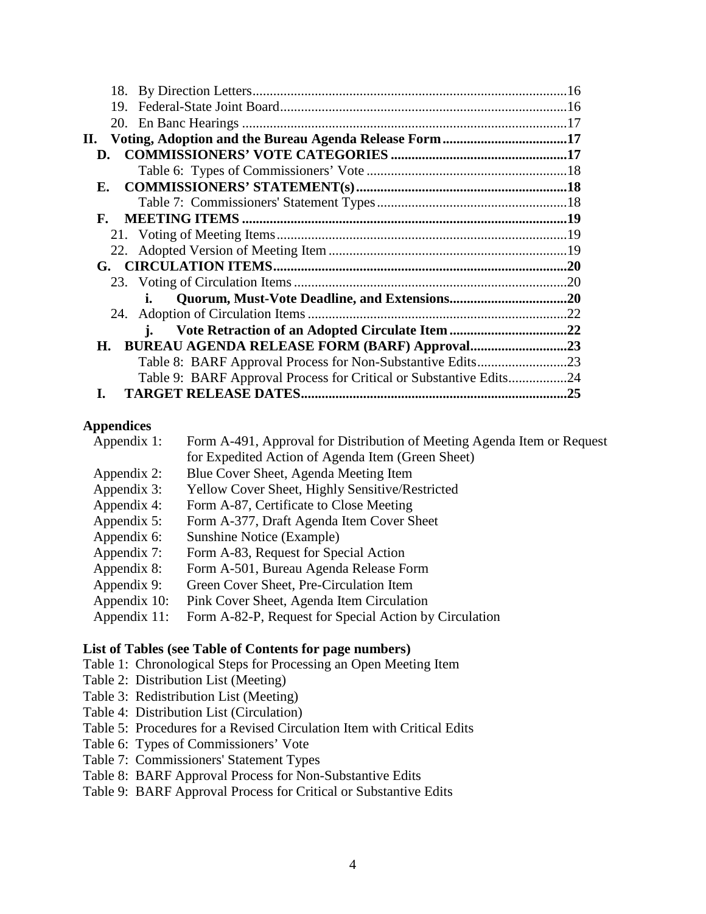18. By Direction Letters ... 16
19. Federal-State Joint Board ... 16
20. En Banc Hearings ... 17

**II. Voting, Adoption and the Bureau Agenda Release Form ... 17**

**D. COMMISSIONERS' VOTE CATEGORIES ... 17**

Table 6: Types of Commissioners' Vote ... 18

**E. COMMISSIONERS' STATEMENT(s) ... 18**

Table 7: Commissioners' Statement Types ... 18

**F. MEETING ITEMS ... 19**

21. Voting of Meeting Items ... 19
22. Adopted Version of Meeting Item ... 19

**G. CIRCULATION ITEMS ... 20**

23. Voting of Circulation Items ... 20

**i. Quorum, Must-Vote Deadline, and Extensions ... 20**

24. Adoption of Circulation Items ... 22

**j. Vote Retraction of an Adopted Circulate Item ... 22**

**H. BUREAU AGENDA RELEASE FORM (BARF) Approval ... 23**

Table 8: BARF Approval Process for Non-Substantive Edits ... 23

Table 9: BARF Approval Process for Critical or Substantive Edits ... 24

**I. TARGET RELEASE DATES ... 25**

**Appendices**

| | |
|---|---|
| Appendix 1: | Form A-491, Approval for Distribution of Meeting Agenda Item or Request for Expedited Action of Agenda Item (Green Sheet) |
| Appendix 2: | Blue Cover Sheet, Agenda Meeting Item |
| Appendix 3: | Yellow Cover Sheet, Highly Sensitive/Restricted |
| Appendix 4: | Form A-87, Certificate to Close Meeting |
| Appendix 5: | Form A-377, Draft Agenda Item Cover Sheet |
| Appendix 6: | Sunshine Notice (Example) |
| Appendix 7: | Form A-83, Request for Special Action |
| Appendix 8: | Form A-501, Bureau Agenda Release Form |
| Appendix 9: | Green Cover Sheet, Pre-Circulation Item |
| Appendix 10: | Pink Cover Sheet, Agenda Item Circulation |
| Appendix 11: | Form A-82-P, Request for Special Action by Circulation |

**List of Tables (see Table of Contents for page numbers)**

Table 1: Chronological Steps for Processing an Open Meeting Item
Table 2: Distribution List (Meeting)
Table 3: Redistribution List (Meeting)
Table 4: Distribution List (Circulation)
Table 5: Procedures for a Revised Circulation Item with Critical Edits
Table 6: Types of Commissioners' Vote
Table 7: Commissioners' Statement Types
Table 8: BARF Approval Process for Non-Substantive Edits
Table 9: BARF Approval Process for Critical or Substantive Edits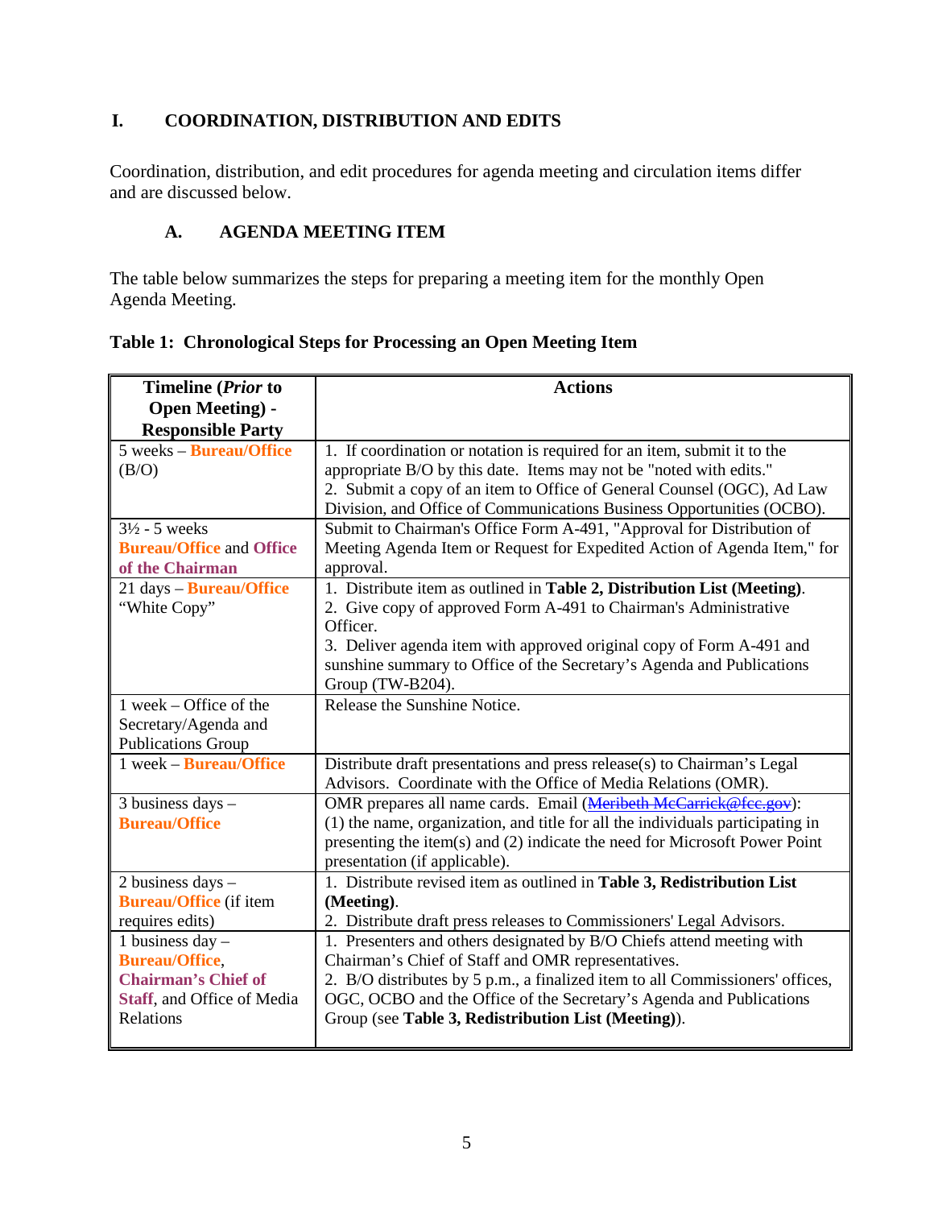## I. COORDINATION, DISTRIBUTION AND EDITS

Coordination, distribution, and edit procedures for agenda meeting and circulation items differ and are discussed below.

### A. AGENDA MEETING ITEM

The table below summarizes the steps for preparing a meeting item for the monthly Open Agenda Meeting.

**Table 1: Chronological Steps for Processing an Open Meeting Item**

| Timeline (*Prior* to Open Meeting) - Responsible Party | Actions |
|---|---|
| 5 weeks – **Bureau/Office** (B/O) | 1. If coordination or notation is required for an item, submit it to the appropriate B/O by this date. Items may not be "noted with edits." 2. Submit a copy of an item to Office of General Counsel (OGC), Ad Law Division, and Office of Communications Business Opportunities (OCBO). |
| 3½ - 5 weeks **Bureau/Office** and **Office of the Chairman** | Submit to Chairman's Office Form A-491, "Approval for Distribution of Meeting Agenda Item or Request for Expedited Action of Agenda Item," for approval. |
| 21 days – **Bureau/Office** "White Copy" | 1. Distribute item as outlined in **Table 2, Distribution List (Meeting)**. 2. Give copy of approved Form A-491 to Chairman's Administrative Officer. 3. Deliver agenda item with approved original copy of Form A-491 and sunshine summary to Office of the Secretary's Agenda and Publications Group (TW-B204). |
| 1 week – Office of the Secretary/Agenda and Publications Group | Release the Sunshine Notice. |
| 1 week – **Bureau/Office** | Distribute draft presentations and press release(s) to Chairman's Legal Advisors. Coordinate with the Office of Media Relations (OMR). |
| 3 business days – **Bureau/Office** | OMR prepares all name cards. Email (~~Meribeth McCarrick@fcc.gov~~): (1) the name, organization, and title for all the individuals participating in presenting the item(s) and (2) indicate the need for Microsoft Power Point presentation (if applicable). |
| 2 business days – **Bureau/Office** (if item requires edits) | 1. Distribute revised item as outlined in **Table 3, Redistribution List (Meeting)**. 2. Distribute draft press releases to Commissioners' Legal Advisors. |
| 1 business day – **Bureau/Office**, **Chairman's Chief of Staff**, and Office of Media Relations | 1. Presenters and others designated by B/O Chiefs attend meeting with Chairman's Chief of Staff and OMR representatives. 2. B/O distributes by 5 p.m., a finalized item to all Commissioners' offices, OGC, OCBO and the Office of the Secretary's Agenda and Publications Group (see **Table 3, Redistribution List (Meeting)**). |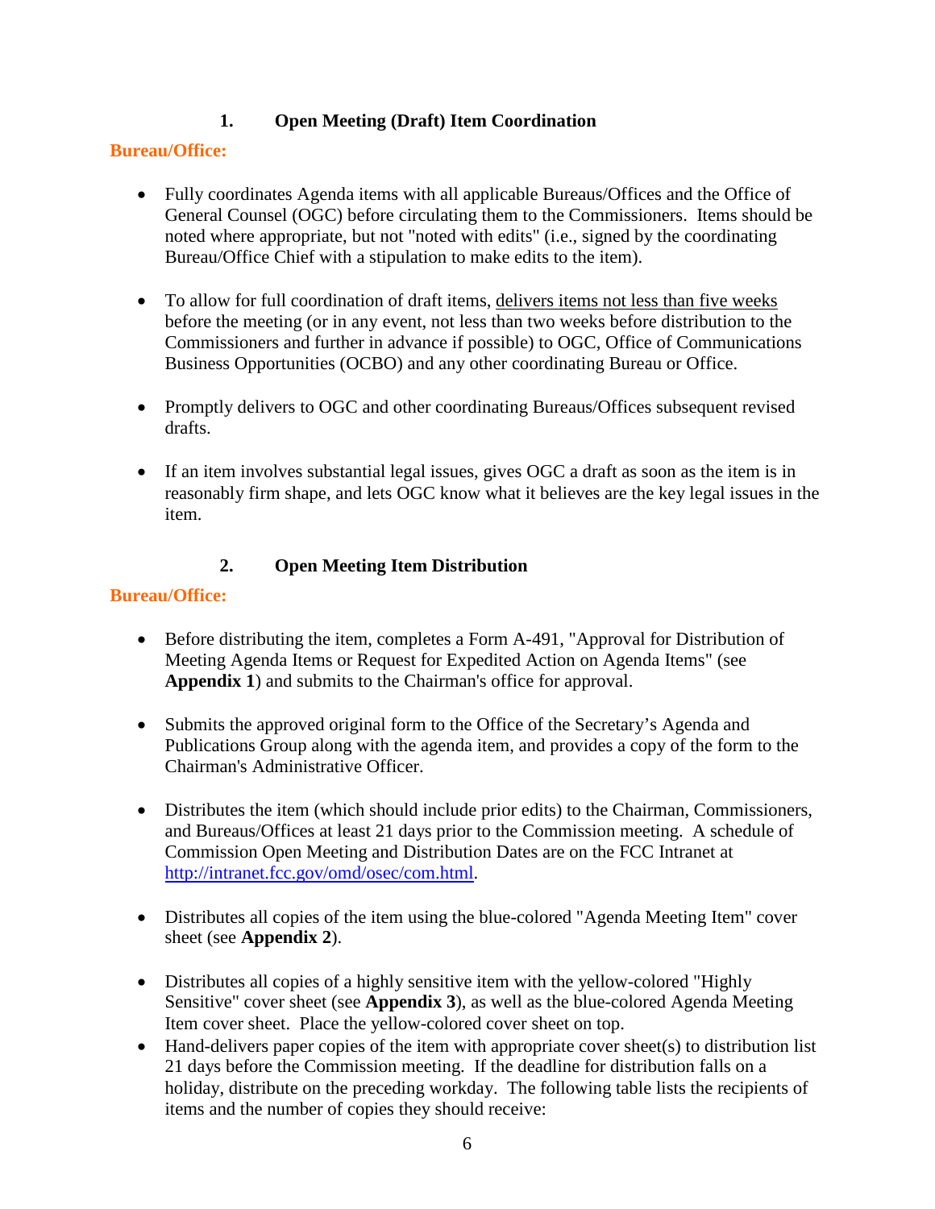### 1. Open Meeting (Draft) Item Coordination

**Bureau/Office:**

- Fully coordinates Agenda items with all applicable Bureaus/Offices and the Office of General Counsel (OGC) before circulating them to the Commissioners. Items should be noted where appropriate, but not "noted with edits" (i.e., signed by the coordinating Bureau/Office Chief with a stipulation to make edits to the item).

- To allow for full coordination of draft items, <u>delivers items not less than five weeks</u> before the meeting (or in any event, not less than two weeks before distribution to the Commissioners and further in advance if possible) to OGC, Office of Communications Business Opportunities (OCBO) and any other coordinating Bureau or Office.

- Promptly delivers to OGC and other coordinating Bureaus/Offices subsequent revised drafts.

- If an item involves substantial legal issues, gives OGC a draft as soon as the item is in reasonably firm shape, and lets OGC know what it believes are the key legal issues in the item.

### 2. Open Meeting Item Distribution

**Bureau/Office:**

- Before distributing the item, completes a Form A-491, "Approval for Distribution of Meeting Agenda Items or Request for Expedited Action on Agenda Items" (see **Appendix 1**) and submits to the Chairman's office for approval.

- Submits the approved original form to the Office of the Secretary's Agenda and Publications Group along with the agenda item, and provides a copy of the form to the Chairman's Administrative Officer.

- Distributes the item (which should include prior edits) to the Chairman, Commissioners, and Bureaus/Offices at least 21 days prior to the Commission meeting. A schedule of Commission Open Meeting and Distribution Dates are on the FCC Intranet at http://intranet.fcc.gov/omd/osec/com.html.

- Distributes all copies of the item using the blue-colored "Agenda Meeting Item" cover sheet (see **Appendix 2**).

- Distributes all copies of a highly sensitive item with the yellow-colored "Highly Sensitive" cover sheet (see **Appendix 3**), as well as the blue-colored Agenda Meeting Item cover sheet. Place the yellow-colored cover sheet on top.
- Hand-delivers paper copies of the item with appropriate cover sheet(s) to distribution list 21 days before the Commission meeting. If the deadline for distribution falls on a holiday, distribute on the preceding workday. The following table lists the recipients of items and the number of copies they should receive: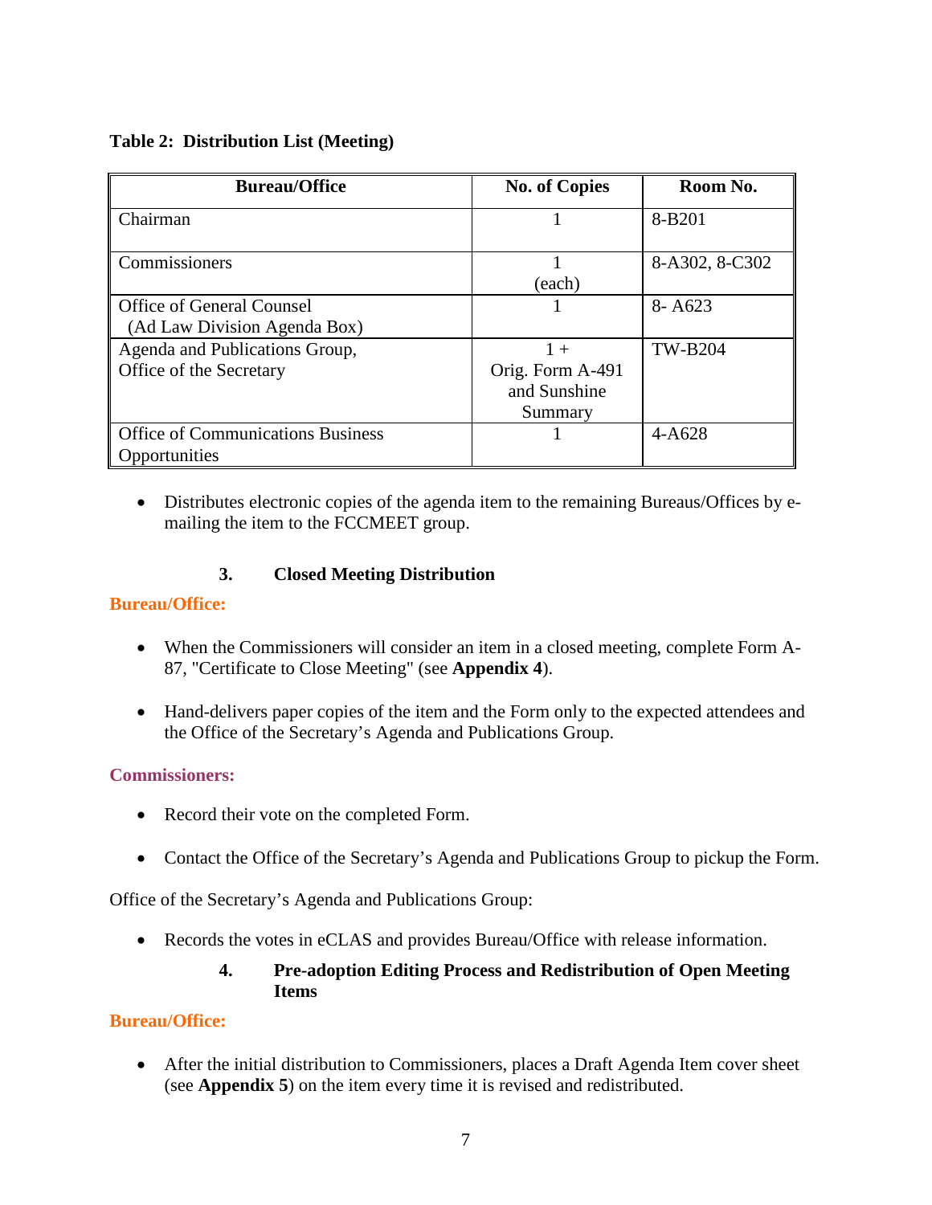**Table 2: Distribution List (Meeting)**

| Bureau/Office | No. of Copies | Room No. |
|---|---|---|
| Chairman | 1 | 8-B201 |
| Commissioners | 1 (each) | 8-A302, 8-C302 |
| Office of General Counsel (Ad Law Division Agenda Box) | 1 | 8- A623 |
| Agenda and Publications Group, Office of the Secretary | 1 + Orig. Form A-491 and Sunshine Summary | TW-B204 |
| Office of Communications Business Opportunities | 1 | 4-A628 |

- Distributes electronic copies of the agenda item to the remaining Bureaus/Offices by e-mailing the item to the FCCMEET group.

### 3. Closed Meeting Distribution

**Bureau/Office:**

- When the Commissioners will consider an item in a closed meeting, complete Form A-87, "Certificate to Close Meeting" (see **Appendix 4**).

- Hand-delivers paper copies of the item and the Form only to the expected attendees and the Office of the Secretary's Agenda and Publications Group.

**Commissioners:**

- Record their vote on the completed Form.

- Contact the Office of the Secretary's Agenda and Publications Group to pickup the Form.

Office of the Secretary's Agenda and Publications Group:

- Records the votes in eCLAS and provides Bureau/Office with release information.

### 4. Pre-adoption Editing Process and Redistribution of Open Meeting Items

**Bureau/Office:**

- After the initial distribution to Commissioners, places a Draft Agenda Item cover sheet (see **Appendix 5**) on the item every time it is revised and redistributed.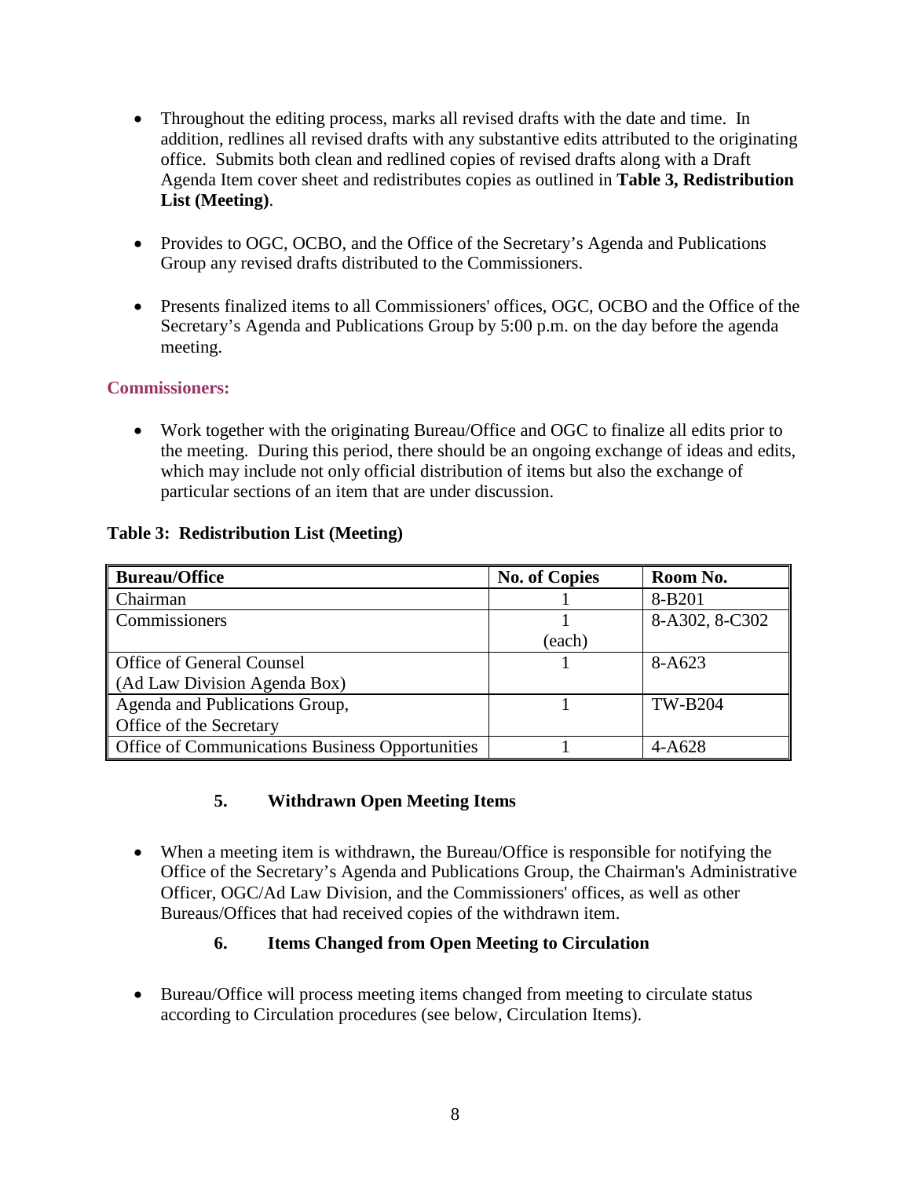- Throughout the editing process, marks all revised drafts with the date and time. In addition, redlines all revised drafts with any substantive edits attributed to the originating office. Submits both clean and redlined copies of revised drafts along with a Draft Agenda Item cover sheet and redistributes copies as outlined in **Table 3, Redistribution List (Meeting)**.

- Provides to OGC, OCBO, and the Office of the Secretary's Agenda and Publications Group any revised drafts distributed to the Commissioners.

- Presents finalized items to all Commissioners' offices, OGC, OCBO and the Office of the Secretary's Agenda and Publications Group by 5:00 p.m. on the day before the agenda meeting.

**Commissioners:**

- Work together with the originating Bureau/Office and OGC to finalize all edits prior to the meeting. During this period, there should be an ongoing exchange of ideas and edits, which may include not only official distribution of items but also the exchange of particular sections of an item that are under discussion.

**Table 3: Redistribution List (Meeting)**

| Bureau/Office | No. of Copies | Room No. |
| --- | --- | --- |
| Chairman | 1 | 8-B201 |
| Commissioners | 1 (each) | 8-A302, 8-C302 |
| Office of General Counsel (Ad Law Division Agenda Box) | 1 | 8-A623 |
| Agenda and Publications Group, Office of the Secretary | 1 | TW-B204 |
| Office of Communications Business Opportunities | 1 | 4-A628 |

### 5. Withdrawn Open Meeting Items

- When a meeting item is withdrawn, the Bureau/Office is responsible for notifying the Office of the Secretary's Agenda and Publications Group, the Chairman's Administrative Officer, OGC/Ad Law Division, and the Commissioners' offices, as well as other Bureaus/Offices that had received copies of the withdrawn item.

### 6. Items Changed from Open Meeting to Circulation

- Bureau/Office will process meeting items changed from meeting to circulate status according to Circulation procedures (see below, Circulation Items).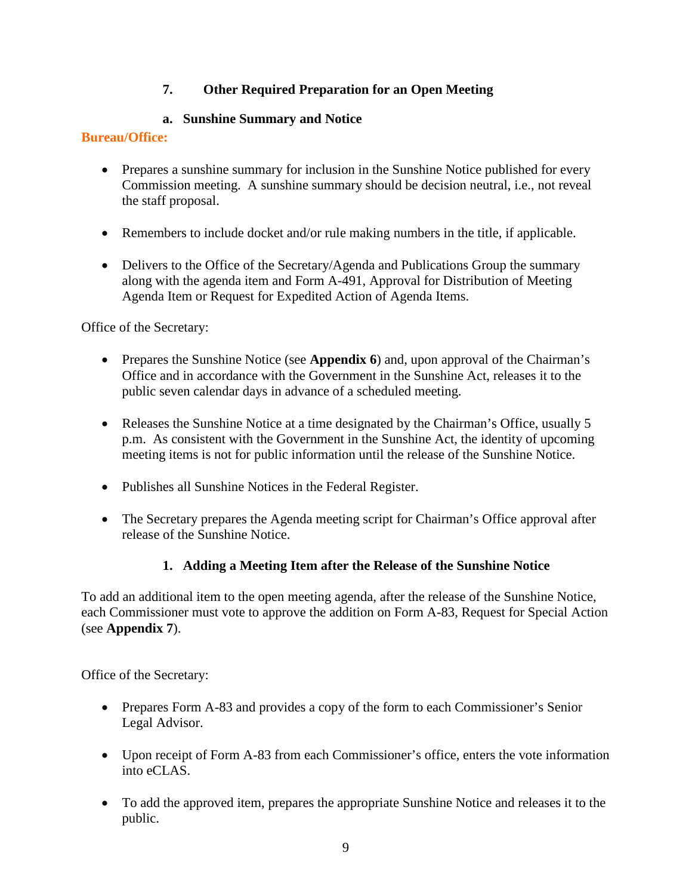### 7. Other Required Preparation for an Open Meeting

#### a. Sunshine Summary and Notice

**Bureau/Office:**

- Prepares a sunshine summary for inclusion in the Sunshine Notice published for every Commission meeting. A sunshine summary should be decision neutral, i.e., not reveal the staff proposal.
- Remembers to include docket and/or rule making numbers in the title, if applicable.
- Delivers to the Office of the Secretary/Agenda and Publications Group the summary along with the agenda item and Form A-491, Approval for Distribution of Meeting Agenda Item or Request for Expedited Action of Agenda Items.

Office of the Secretary:

- Prepares the Sunshine Notice (see **Appendix 6**) and, upon approval of the Chairman's Office and in accordance with the Government in the Sunshine Act, releases it to the public seven calendar days in advance of a scheduled meeting.
- Releases the Sunshine Notice at a time designated by the Chairman's Office, usually 5 p.m. As consistent with the Government in the Sunshine Act, the identity of upcoming meeting items is not for public information until the release of the Sunshine Notice.
- Publishes all Sunshine Notices in the Federal Register.
- The Secretary prepares the Agenda meeting script for Chairman's Office approval after release of the Sunshine Notice.

#### 1. Adding a Meeting Item after the Release of the Sunshine Notice

To add an additional item to the open meeting agenda, after the release of the Sunshine Notice, each Commissioner must vote to approve the addition on Form A-83, Request for Special Action (see **Appendix 7**).

Office of the Secretary:

- Prepares Form A-83 and provides a copy of the form to each Commissioner's Senior Legal Advisor.
- Upon receipt of Form A-83 from each Commissioner's office, enters the vote information into eCLAS.
- To add the approved item, prepares the appropriate Sunshine Notice and releases it to the public.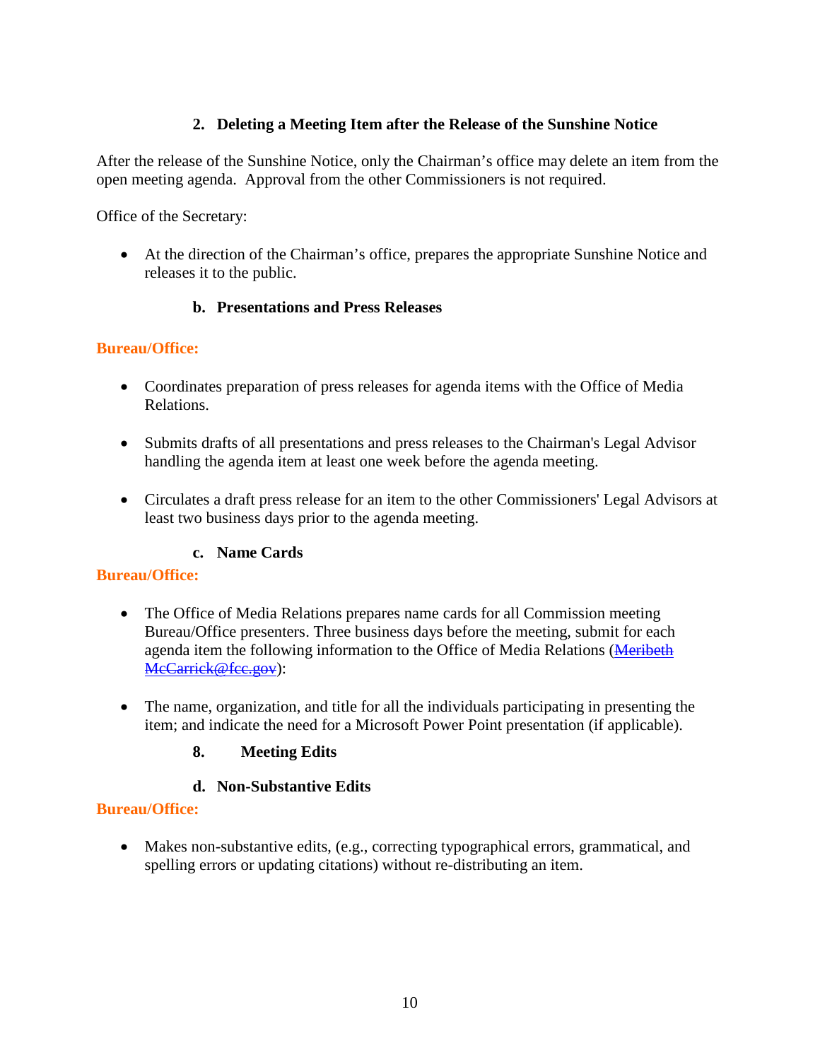### 2. Deleting a Meeting Item after the Release of the Sunshine Notice

After the release of the Sunshine Notice, only the Chairman's office may delete an item from the open meeting agenda. Approval from the other Commissioners is not required.

Office of the Secretary:

- At the direction of the Chairman's office, prepares the appropriate Sunshine Notice and releases it to the public.

### b. Presentations and Press Releases

**Bureau/Office:**

- Coordinates preparation of press releases for agenda items with the Office of Media Relations.
- Submits drafts of all presentations and press releases to the Chairman's Legal Advisor handling the agenda item at least one week before the agenda meeting.
- Circulates a draft press release for an item to the other Commissioners' Legal Advisors at least two business days prior to the agenda meeting.

### c. Name Cards

**Bureau/Office:**

- The Office of Media Relations prepares name cards for all Commission meeting Bureau/Office presenters. Three business days before the meeting, submit for each agenda item the following information to the Office of Media Relations (~~Meribeth McCarrick@fcc.gov~~):
- The name, organization, and title for all the individuals participating in presenting the item; and indicate the need for a Microsoft Power Point presentation (if applicable).

### 8. Meeting Edits

### d. Non-Substantive Edits

**Bureau/Office:**

- Makes non-substantive edits, (e.g., correcting typographical errors, grammatical, and spelling errors or updating citations) without re-distributing an item.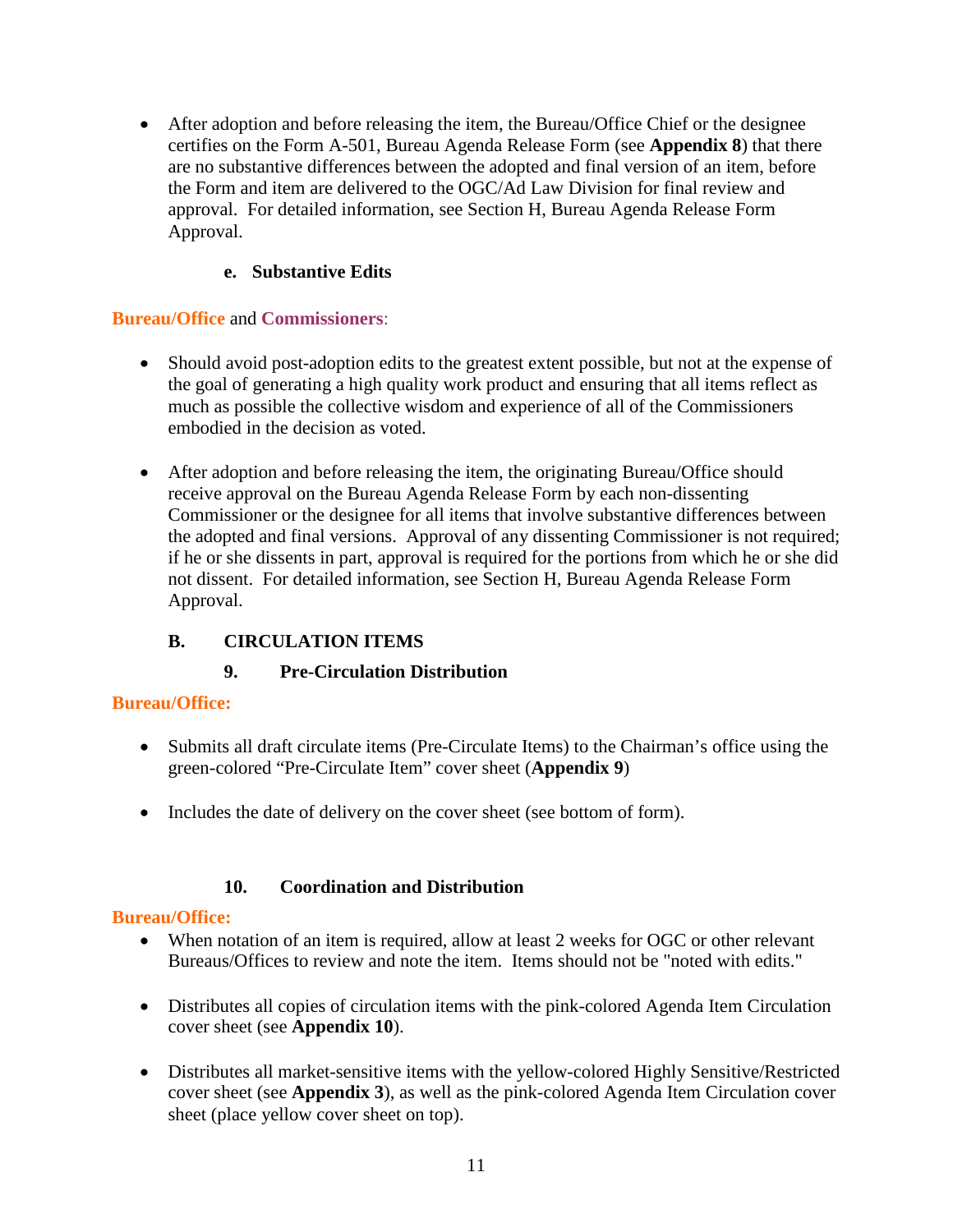- After adoption and before releasing the item, the Bureau/Office Chief or the designee certifies on the Form A-501, Bureau Agenda Release Form (see **Appendix 8**) that there are no substantive differences between the adopted and final version of an item, before the Form and item are delivered to the OGC/Ad Law Division for final review and approval. For detailed information, see Section H, Bureau Agenda Release Form Approval.

#### e. Substantive Edits

**Bureau/Office** and **Commissioners**:

- Should avoid post-adoption edits to the greatest extent possible, but not at the expense of the goal of generating a high quality work product and ensuring that all items reflect as much as possible the collective wisdom and experience of all of the Commissioners embodied in the decision as voted.

- After adoption and before releasing the item, the originating Bureau/Office should receive approval on the Bureau Agenda Release Form by each non-dissenting Commissioner or the designee for all items that involve substantive differences between the adopted and final versions. Approval of any dissenting Commissioner is not required; if he or she dissents in part, approval is required for the portions from which he or she did not dissent. For detailed information, see Section H, Bureau Agenda Release Form Approval.

## B. CIRCULATION ITEMS

### 9. Pre-Circulation Distribution

**Bureau/Office:**

- Submits all draft circulate items (Pre-Circulate Items) to the Chairman's office using the green-colored "Pre-Circulate Item" cover sheet (**Appendix 9**)

- Includes the date of delivery on the cover sheet (see bottom of form).

### 10. Coordination and Distribution

**Bureau/Office:**

- When notation of an item is required, allow at least 2 weeks for OGC or other relevant Bureaus/Offices to review and note the item. Items should not be "noted with edits."

- Distributes all copies of circulation items with the pink-colored Agenda Item Circulation cover sheet (see **Appendix 10**).

- Distributes all market-sensitive items with the yellow-colored Highly Sensitive/Restricted cover sheet (see **Appendix 3**), as well as the pink-colored Agenda Item Circulation cover sheet (place yellow cover sheet on top).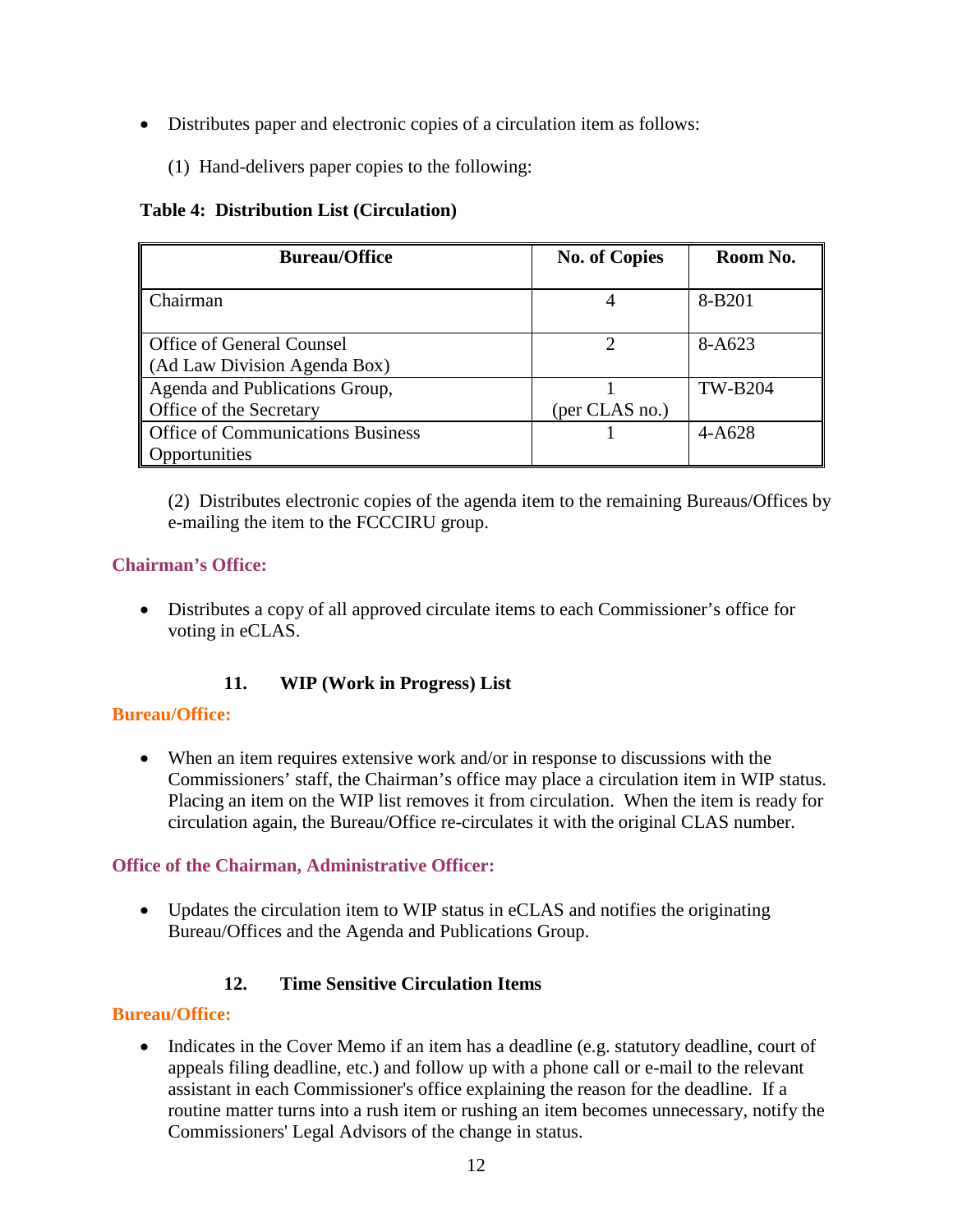- Distributes paper and electronic copies of a circulation item as follows:

  (1) Hand-delivers paper copies to the following:

**Table 4: Distribution List (Circulation)**

| Bureau/Office | No. of Copies | Room No. |
|---|---|---|
| Chairman | 4 | 8-B201 |
| Office of General Counsel (Ad Law Division Agenda Box) | 2 | 8-A623 |
| Agenda and Publications Group, Office of the Secretary | 1 (per CLAS no.) | TW-B204 |
| Office of Communications Business Opportunities | 1 | 4-A628 |

  (2) Distributes electronic copies of the agenda item to the remaining Bureaus/Offices by e-mailing the item to the FCCCIRU group.

**Chairman's Office:**

- Distributes a copy of all approved circulate items to each Commissioner's office for voting in eCLAS.

### 11. WIP (Work in Progress) List

**Bureau/Office:**

- When an item requires extensive work and/or in response to discussions with the Commissioners' staff, the Chairman's office may place a circulation item in WIP status. Placing an item on the WIP list removes it from circulation. When the item is ready for circulation again, the Bureau/Office re-circulates it with the original CLAS number.

**Office of the Chairman, Administrative Officer:**

- Updates the circulation item to WIP status in eCLAS and notifies the originating Bureau/Offices and the Agenda and Publications Group.

### 12. Time Sensitive Circulation Items

**Bureau/Office:**

- Indicates in the Cover Memo if an item has a deadline (e.g. statutory deadline, court of appeals filing deadline, etc.) and follow up with a phone call or e-mail to the relevant assistant in each Commissioner's office explaining the reason for the deadline. If a routine matter turns into a rush item or rushing an item becomes unnecessary, notify the Commissioners' Legal Advisors of the change in status.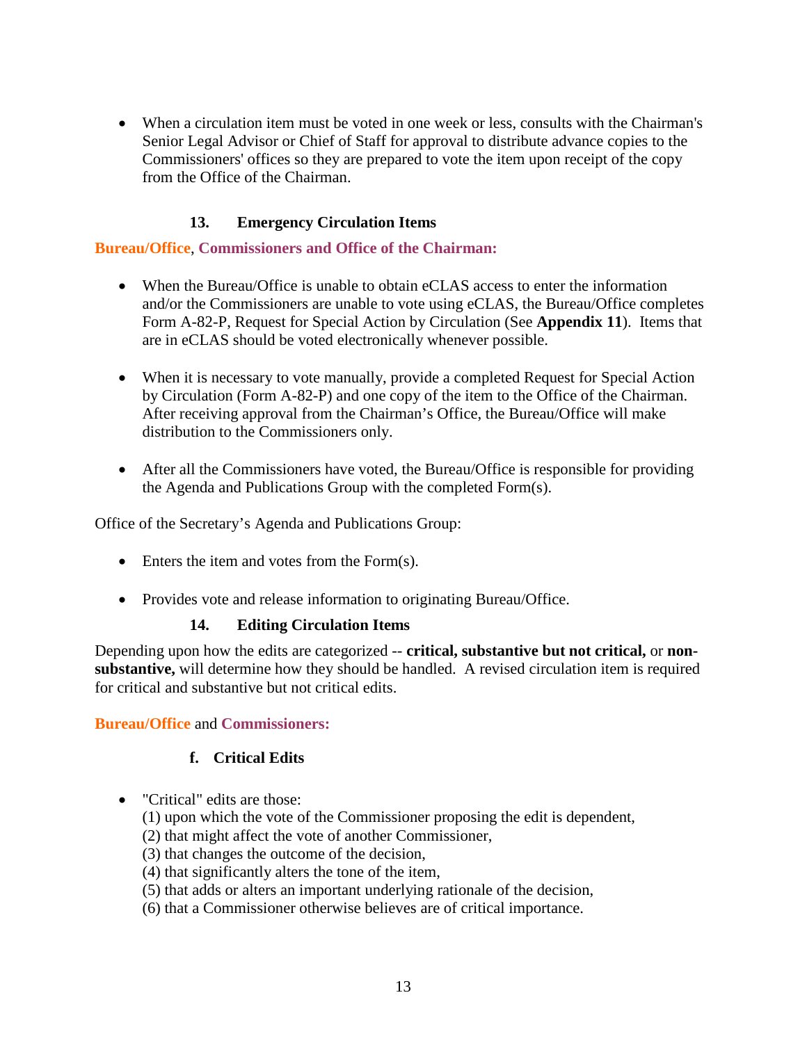- When a circulation item must be voted in one week or less, consults with the Chairman's Senior Legal Advisor or Chief of Staff for approval to distribute advance copies to the Commissioners' offices so they are prepared to vote the item upon receipt of the copy from the Office of the Chairman.

### 13. Emergency Circulation Items

**Bureau/Office**, **Commissioners and Office of the Chairman:**

- When the Bureau/Office is unable to obtain eCLAS access to enter the information and/or the Commissioners are unable to vote using eCLAS, the Bureau/Office completes Form A-82-P, Request for Special Action by Circulation (See **Appendix 11**). Items that are in eCLAS should be voted electronically whenever possible.

- When it is necessary to vote manually, provide a completed Request for Special Action by Circulation (Form A-82-P) and one copy of the item to the Office of the Chairman. After receiving approval from the Chairman's Office, the Bureau/Office will make distribution to the Commissioners only.

- After all the Commissioners have voted, the Bureau/Office is responsible for providing the Agenda and Publications Group with the completed Form(s).

Office of the Secretary's Agenda and Publications Group:

- Enters the item and votes from the Form(s).

- Provides vote and release information to originating Bureau/Office.

### 14. Editing Circulation Items

Depending upon how the edits are categorized -- **critical, substantive but not critical,** or **non-substantive,** will determine how they should be handled. A revised circulation item is required for critical and substantive but not critical edits.

**Bureau/Office** and **Commissioners:**

#### f. Critical Edits

- "Critical" edits are those:
  (1) upon which the vote of the Commissioner proposing the edit is dependent,
  (2) that might affect the vote of another Commissioner,
  (3) that changes the outcome of the decision,
  (4) that significantly alters the tone of the item,
  (5) that adds or alters an important underlying rationale of the decision,
  (6) that a Commissioner otherwise believes are of critical importance.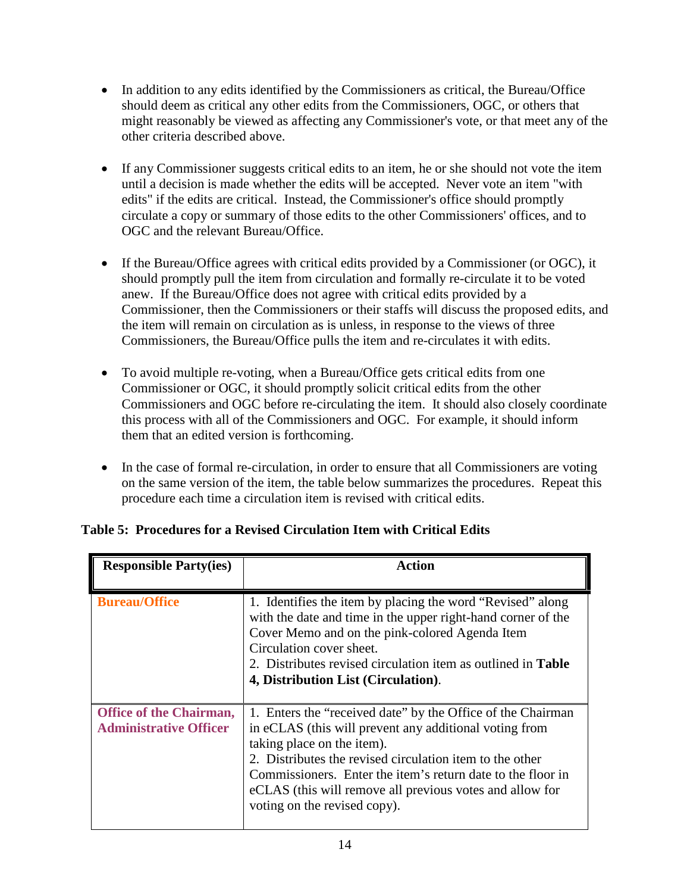- In addition to any edits identified by the Commissioners as critical, the Bureau/Office should deem as critical any other edits from the Commissioners, OGC, or others that might reasonably be viewed as affecting any Commissioner's vote, or that meet any of the other criteria described above.

- If any Commissioner suggests critical edits to an item, he or she should not vote the item until a decision is made whether the edits will be accepted. Never vote an item "with edits" if the edits are critical. Instead, the Commissioner's office should promptly circulate a copy or summary of those edits to the other Commissioners' offices, and to OGC and the relevant Bureau/Office.

- If the Bureau/Office agrees with critical edits provided by a Commissioner (or OGC), it should promptly pull the item from circulation and formally re-circulate it to be voted anew. If the Bureau/Office does not agree with critical edits provided by a Commissioner, then the Commissioners or their staffs will discuss the proposed edits, and the item will remain on circulation as is unless, in response to the views of three Commissioners, the Bureau/Office pulls the item and re-circulates it with edits.

- To avoid multiple re-voting, when a Bureau/Office gets critical edits from one Commissioner or OGC, it should promptly solicit critical edits from the other Commissioners and OGC before re-circulating the item. It should also closely coordinate this process with all of the Commissioners and OGC. For example, it should inform them that an edited version is forthcoming.

- In the case of formal re-circulation, in order to ensure that all Commissioners are voting on the same version of the item, the table below summarizes the procedures. Repeat this procedure each time a circulation item is revised with critical edits.

**Table 5: Procedures for a Revised Circulation Item with Critical Edits**

| Responsible Party(ies) | Action |
|---|---|
| **Bureau/Office** | 1. Identifies the item by placing the word "Revised" along with the date and time in the upper right-hand corner of the Cover Memo and on the pink-colored Agenda Item Circulation cover sheet.<br>2. Distributes revised circulation item as outlined in **Table 4, Distribution List (Circulation)**. |
| **Office of the Chairman, Administrative Officer** | 1. Enters the "received date" by the Office of the Chairman in eCLAS (this will prevent any additional voting from taking place on the item).<br>2. Distributes the revised circulation item to the other Commissioners. Enter the item's return date to the floor in eCLAS (this will remove all previous votes and allow for voting on the revised copy). |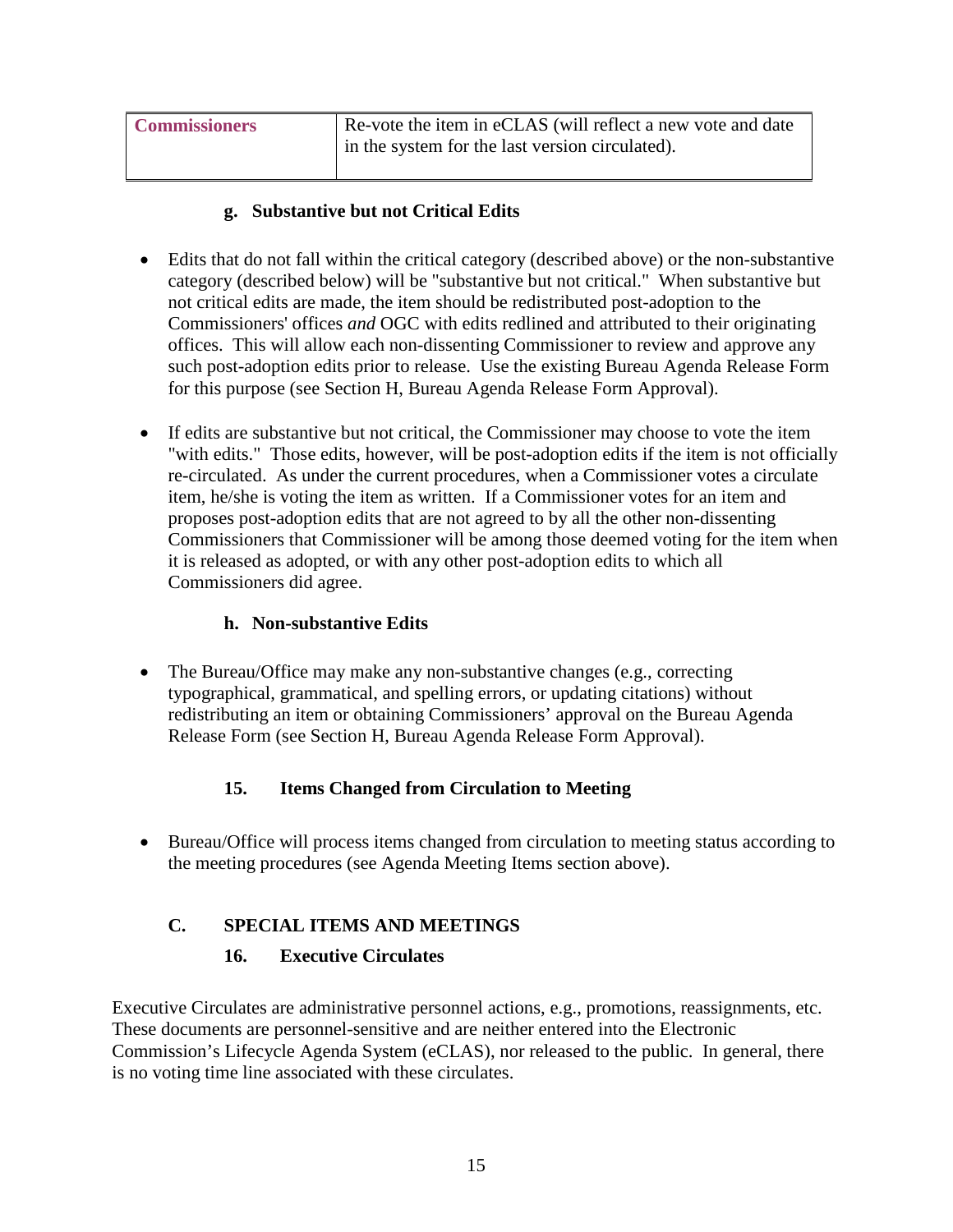| Commissioners | Re-vote the item in eCLAS (will reflect a new vote and date in the system for the last version circulated). |
|---|---|

#### g. Substantive but not Critical Edits

- Edits that do not fall within the critical category (described above) or the non-substantive category (described below) will be "substantive but not critical." When substantive but not critical edits are made, the item should be redistributed post-adoption to the Commissioners' offices *and* OGC with edits redlined and attributed to their originating offices. This will allow each non-dissenting Commissioner to review and approve any such post-adoption edits prior to release. Use the existing Bureau Agenda Release Form for this purpose (see Section H, Bureau Agenda Release Form Approval).

- If edits are substantive but not critical, the Commissioner may choose to vote the item "with edits." Those edits, however, will be post-adoption edits if the item is not officially re-circulated. As under the current procedures, when a Commissioner votes a circulate item, he/she is voting the item as written. If a Commissioner votes for an item and proposes post-adoption edits that are not agreed to by all the other non-dissenting Commissioners that Commissioner will be among those deemed voting for the item when it is released as adopted, or with any other post-adoption edits to which all Commissioners did agree.

#### h. Non-substantive Edits

- The Bureau/Office may make any non-substantive changes (e.g., correcting typographical, grammatical, and spelling errors, or updating citations) without redistributing an item or obtaining Commissioners' approval on the Bureau Agenda Release Form (see Section H, Bureau Agenda Release Form Approval).

### 15. Items Changed from Circulation to Meeting

- Bureau/Office will process items changed from circulation to meeting status according to the meeting procedures (see Agenda Meeting Items section above).

## C. SPECIAL ITEMS AND MEETINGS

### 16. Executive Circulates

Executive Circulates are administrative personnel actions, e.g., promotions, reassignments, etc. These documents are personnel-sensitive and are neither entered into the Electronic Commission's Lifecycle Agenda System (eCLAS), nor released to the public. In general, there is no voting time line associated with these circulates.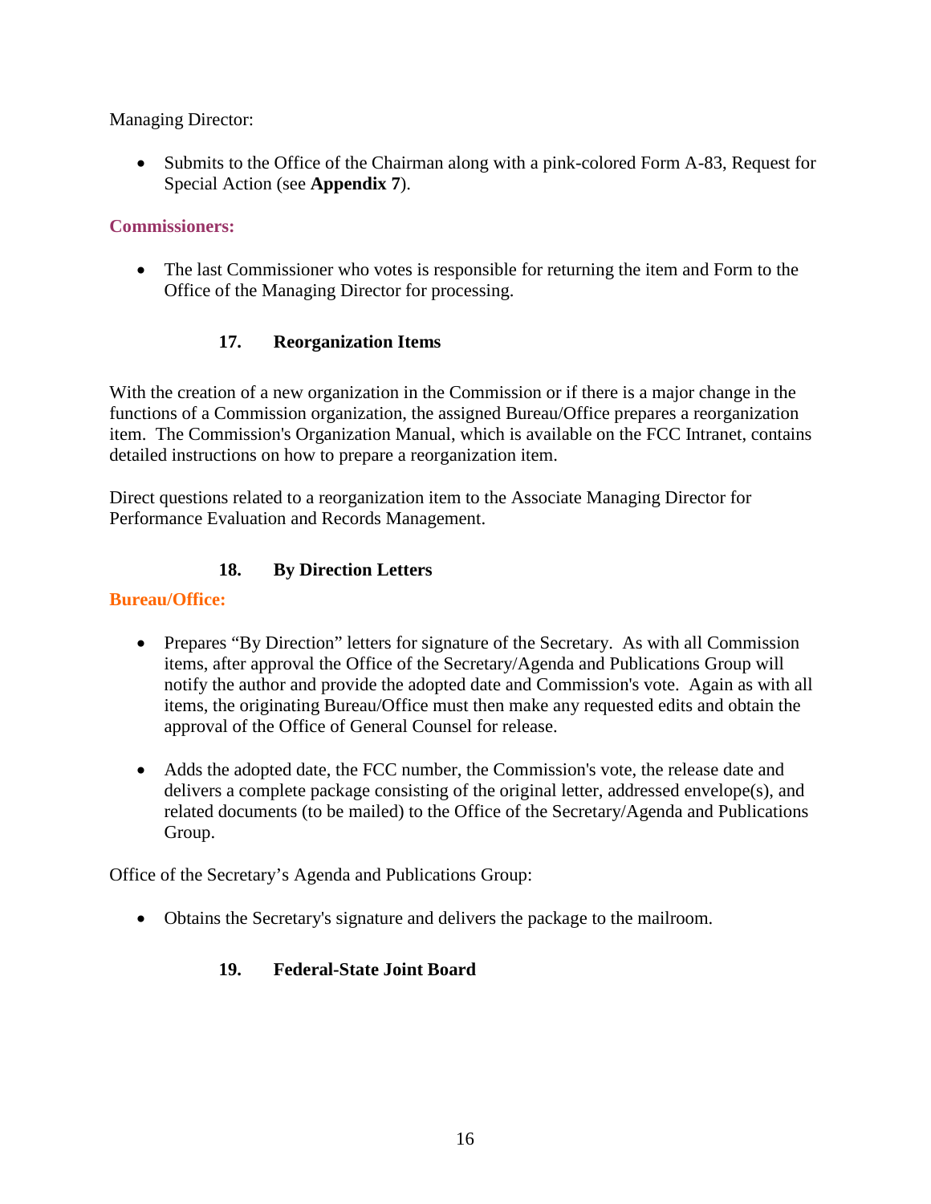Managing Director:

- Submits to the Office of the Chairman along with a pink-colored Form A-83, Request for Special Action (see **Appendix 7**).

**Commissioners:**

- The last Commissioner who votes is responsible for returning the item and Form to the Office of the Managing Director for processing.

### 17. Reorganization Items

With the creation of a new organization in the Commission or if there is a major change in the functions of a Commission organization, the assigned Bureau/Office prepares a reorganization item. The Commission's Organization Manual, which is available on the FCC Intranet, contains detailed instructions on how to prepare a reorganization item.

Direct questions related to a reorganization item to the Associate Managing Director for Performance Evaluation and Records Management.

### 18. By Direction Letters

**Bureau/Office:**

- Prepares "By Direction" letters for signature of the Secretary. As with all Commission items, after approval the Office of the Secretary/Agenda and Publications Group will notify the author and provide the adopted date and Commission's vote. Again as with all items, the originating Bureau/Office must then make any requested edits and obtain the approval of the Office of General Counsel for release.

- Adds the adopted date, the FCC number, the Commission's vote, the release date and delivers a complete package consisting of the original letter, addressed envelope(s), and related documents (to be mailed) to the Office of the Secretary/Agenda and Publications Group.

Office of the Secretary's Agenda and Publications Group:

- Obtains the Secretary's signature and delivers the package to the mailroom.

### 19. Federal-State Joint Board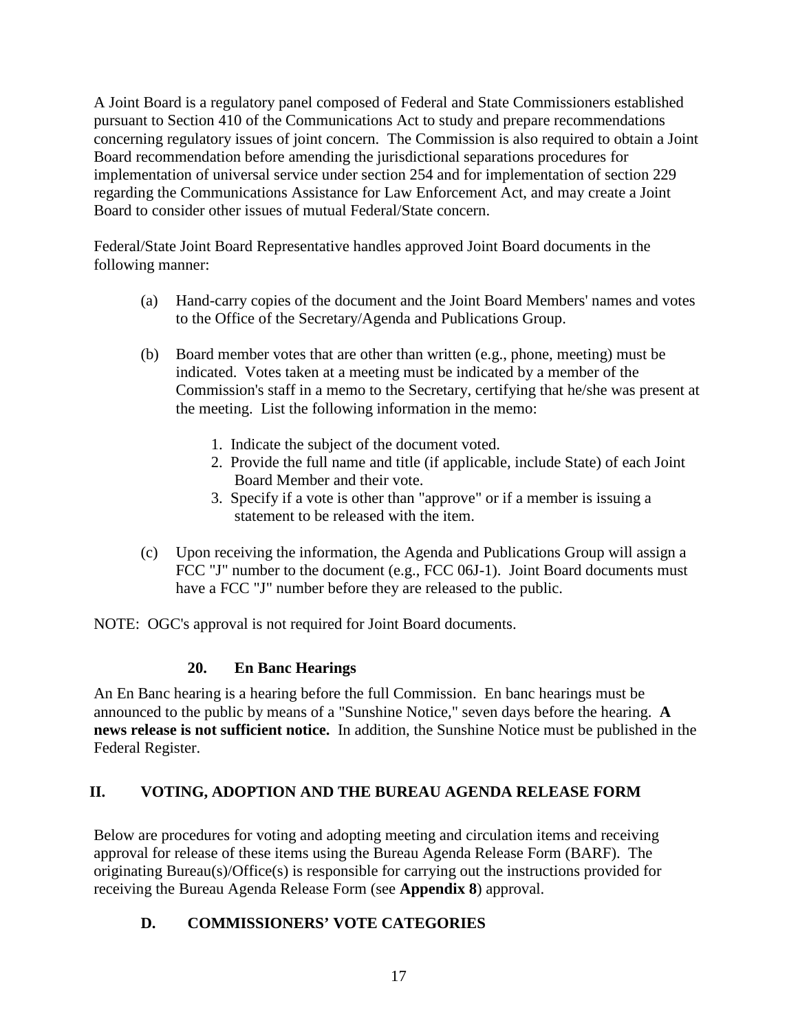A Joint Board is a regulatory panel composed of Federal and State Commissioners established pursuant to Section 410 of the Communications Act to study and prepare recommendations concerning regulatory issues of joint concern. The Commission is also required to obtain a Joint Board recommendation before amending the jurisdictional separations procedures for implementation of universal service under section 254 and for implementation of section 229 regarding the Communications Assistance for Law Enforcement Act, and may create a Joint Board to consider other issues of mutual Federal/State concern.

Federal/State Joint Board Representative handles approved Joint Board documents in the following manner:

(a) Hand-carry copies of the document and the Joint Board Members' names and votes to the Office of the Secretary/Agenda and Publications Group.

(b) Board member votes that are other than written (e.g., phone, meeting) must be indicated. Votes taken at a meeting must be indicated by a member of the Commission's staff in a memo to the Secretary, certifying that he/she was present at the meeting. List the following information in the memo:

1. Indicate the subject of the document voted.
2. Provide the full name and title (if applicable, include State) of each Joint Board Member and their vote.
3. Specify if a vote is other than "approve" or if a member is issuing a statement to be released with the item.

(c) Upon receiving the information, the Agenda and Publications Group will assign a FCC "J" number to the document (e.g., FCC 06J-1). Joint Board documents must have a FCC "J" number before they are released to the public.

NOTE: OGC's approval is not required for Joint Board documents.

### 20. En Banc Hearings

An En Banc hearing is a hearing before the full Commission. En banc hearings must be announced to the public by means of a "Sunshine Notice," seven days before the hearing. **A news release is not sufficient notice.** In addition, the Sunshine Notice must be published in the Federal Register.

## II. VOTING, ADOPTION AND THE BUREAU AGENDA RELEASE FORM

Below are procedures for voting and adopting meeting and circulation items and receiving approval for release of these items using the Bureau Agenda Release Form (BARF). The originating Bureau(s)/Office(s) is responsible for carrying out the instructions provided for receiving the Bureau Agenda Release Form (see **Appendix 8**) approval.

### D. COMMISSIONERS' VOTE CATEGORIES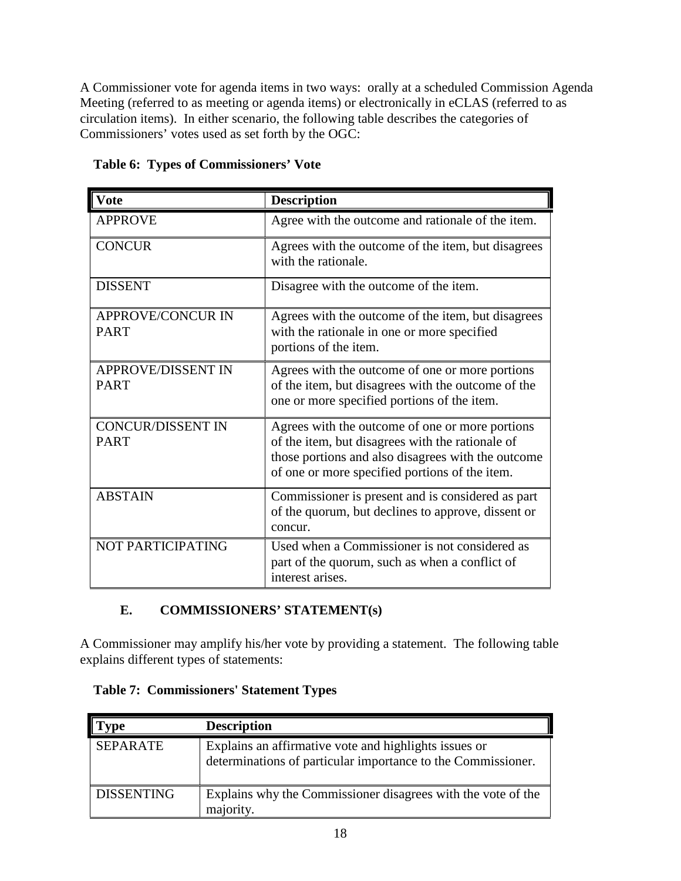A Commissioner vote for agenda items in two ways: orally at a scheduled Commission Agenda Meeting (referred to as meeting or agenda items) or electronically in eCLAS (referred to as circulation items). In either scenario, the following table describes the categories of Commissioners' votes used as set forth by the OGC:

**Table 6: Types of Commissioners' Vote**

| Vote | Description |
|---|---|
| APPROVE | Agree with the outcome and rationale of the item. |
| CONCUR | Agrees with the outcome of the item, but disagrees with the rationale. |
| DISSENT | Disagree with the outcome of the item. |
| APPROVE/CONCUR IN PART | Agrees with the outcome of the item, but disagrees with the rationale in one or more specified portions of the item. |
| APPROVE/DISSENT IN PART | Agrees with the outcome of one or more portions of the item, but disagrees with the outcome of the one or more specified portions of the item. |
| CONCUR/DISSENT IN PART | Agrees with the outcome of one or more portions of the item, but disagrees with the rationale of those portions and also disagrees with the outcome of one or more specified portions of the item. |
| ABSTAIN | Commissioner is present and is considered as part of the quorum, but declines to approve, dissent or concur. |
| NOT PARTICIPATING | Used when a Commissioner is not considered as part of the quorum, such as when a conflict of interest arises. |

### E. COMMISSIONERS' STATEMENT(s)

A Commissioner may amplify his/her vote by providing a statement. The following table explains different types of statements:

**Table 7: Commissioners' Statement Types**

| Type | Description |
|---|---|
| SEPARATE | Explains an affirmative vote and highlights issues or determinations of particular importance to the Commissioner. |
| DISSENTING | Explains why the Commissioner disagrees with the vote of the majority. |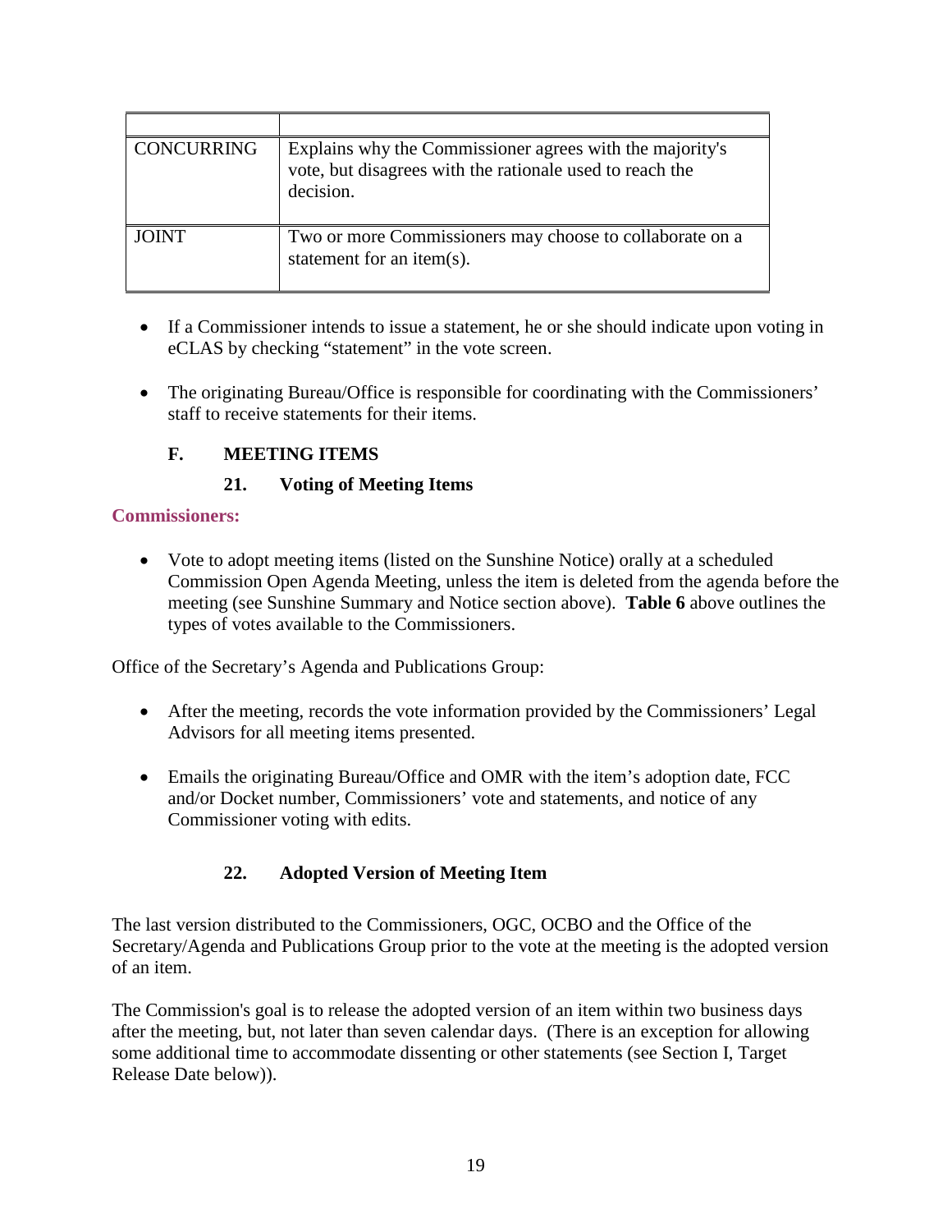| | |
|---|---|
| CONCURRING | Explains why the Commissioner agrees with the majority's vote, but disagrees with the rationale used to reach the decision. |
| JOINT | Two or more Commissioners may choose to collaborate on a statement for an item(s). |

- If a Commissioner intends to issue a statement, he or she should indicate upon voting in eCLAS by checking "statement" in the vote screen.

- The originating Bureau/Office is responsible for coordinating with the Commissioners' staff to receive statements for their items.

### F. MEETING ITEMS

#### 21. Voting of Meeting Items

**Commissioners:**

- Vote to adopt meeting items (listed on the Sunshine Notice) orally at a scheduled Commission Open Agenda Meeting, unless the item is deleted from the agenda before the meeting (see Sunshine Summary and Notice section above). **Table 6** above outlines the types of votes available to the Commissioners.

Office of the Secretary's Agenda and Publications Group:

- After the meeting, records the vote information provided by the Commissioners' Legal Advisors for all meeting items presented.

- Emails the originating Bureau/Office and OMR with the item's adoption date, FCC and/or Docket number, Commissioners' vote and statements, and notice of any Commissioner voting with edits.

#### 22. Adopted Version of Meeting Item

The last version distributed to the Commissioners, OGC, OCBO and the Office of the Secretary/Agenda and Publications Group prior to the vote at the meeting is the adopted version of an item.

The Commission's goal is to release the adopted version of an item within two business days after the meeting, but, not later than seven calendar days. (There is an exception for allowing some additional time to accommodate dissenting or other statements (see Section I, Target Release Date below)).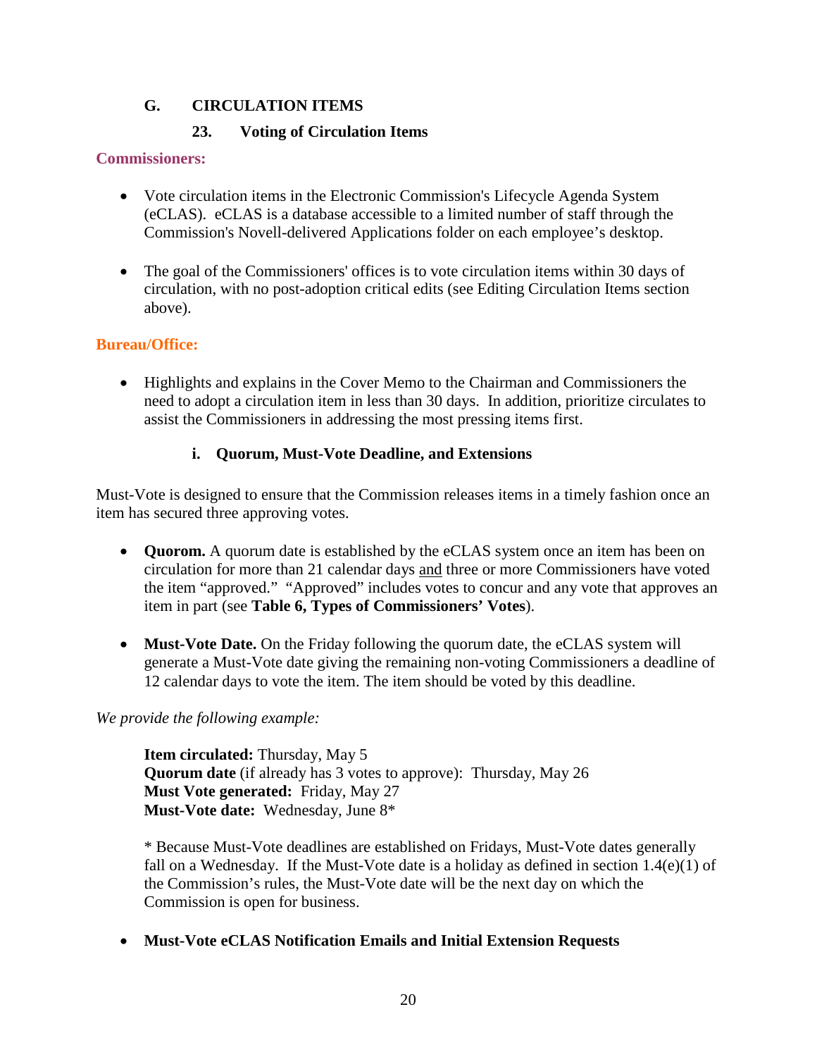## G. CIRCULATION ITEMS

### 23. Voting of Circulation Items

**Commissioners:**

- Vote circulation items in the Electronic Commission's Lifecycle Agenda System (eCLAS). eCLAS is a database accessible to a limited number of staff through the Commission's Novell-delivered Applications folder on each employee's desktop.

- The goal of the Commissioners' offices is to vote circulation items within 30 days of circulation, with no post-adoption critical edits (see Editing Circulation Items section above).

**Bureau/Office:**

- Highlights and explains in the Cover Memo to the Chairman and Commissioners the need to adopt a circulation item in less than 30 days. In addition, prioritize circulates to assist the Commissioners in addressing the most pressing items first.

#### i. Quorum, Must-Vote Deadline, and Extensions

Must-Vote is designed to ensure that the Commission releases items in a timely fashion once an item has secured three approving votes.

- **Quorom.** A quorum date is established by the eCLAS system once an item has been on circulation for more than 21 calendar days and three or more Commissioners have voted the item "approved." "Approved" includes votes to concur and any vote that approves an item in part (see **Table 6, Types of Commissioners' Votes**).

- **Must-Vote Date.** On the Friday following the quorum date, the eCLAS system will generate a Must-Vote date giving the remaining non-voting Commissioners a deadline of 12 calendar days to vote the item. The item should be voted by this deadline.

*We provide the following example:*

> **Item circulated:** Thursday, May 5
> **Quorum date** (if already has 3 votes to approve): Thursday, May 26
> **Must Vote generated:** Friday, May 27
> **Must-Vote date:** Wednesday, June 8*
>
> * Because Must-Vote deadlines are established on Fridays, Must-Vote dates generally fall on a Wednesday. If the Must-Vote date is a holiday as defined in section 1.4(e)(1) of the Commission's rules, the Must-Vote date will be the next day on which the Commission is open for business.

- **Must-Vote eCLAS Notification Emails and Initial Extension Requests**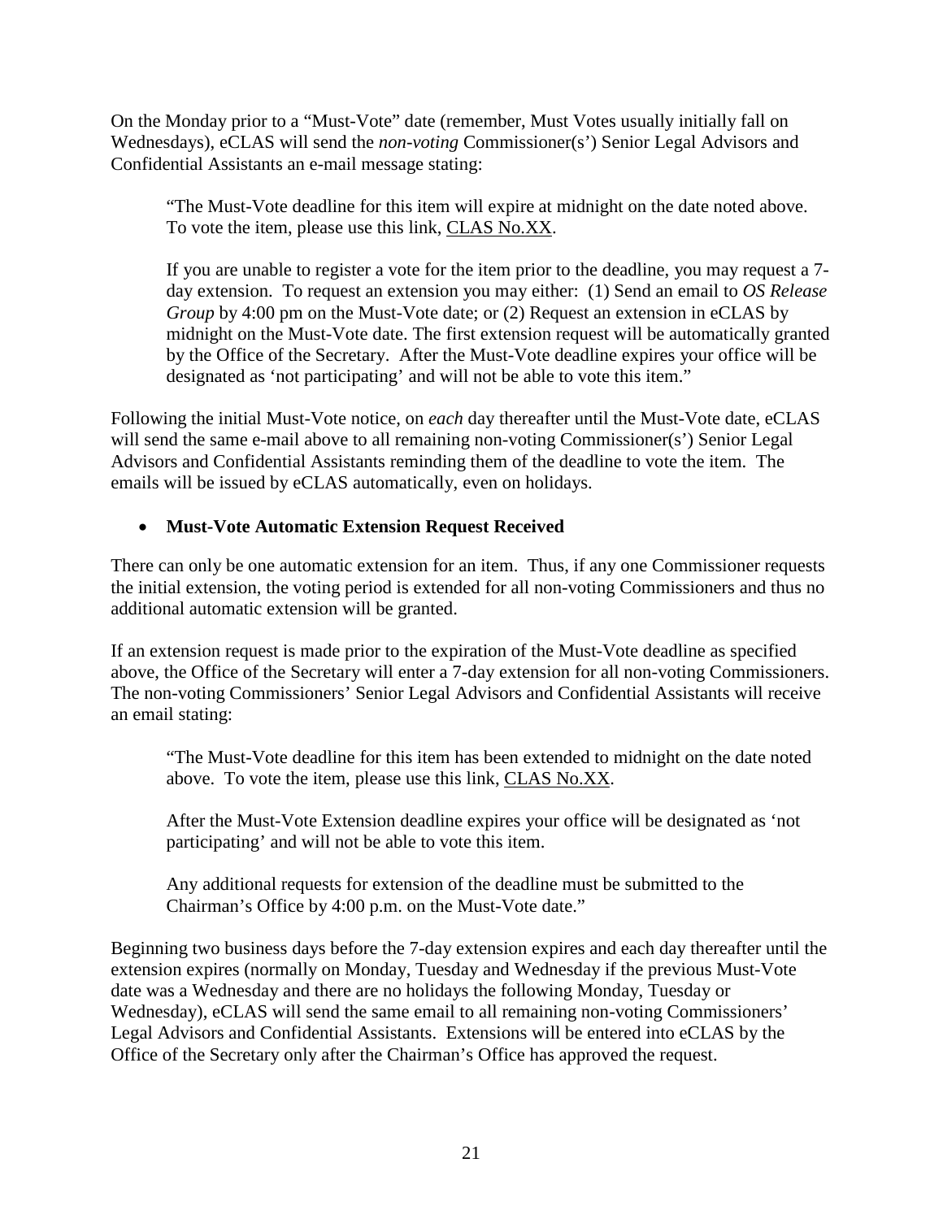On the Monday prior to a "Must-Vote" date (remember, Must Votes usually initially fall on Wednesdays), eCLAS will send the *non-voting* Commissioner(s') Senior Legal Advisors and Confidential Assistants an e-mail message stating:

> "The Must-Vote deadline for this item will expire at midnight on the date noted above. To vote the item, please use this link, CLAS No.XX.
>
> If you are unable to register a vote for the item prior to the deadline, you may request a 7-day extension. To request an extension you may either: (1) Send an email to *OS Release Group* by 4:00 pm on the Must-Vote date; or (2) Request an extension in eCLAS by midnight on the Must-Vote date. The first extension request will be automatically granted by the Office of the Secretary. After the Must-Vote deadline expires your office will be designated as 'not participating' and will not be able to vote this item."

Following the initial Must-Vote notice, on *each* day thereafter until the Must-Vote date, eCLAS will send the same e-mail above to all remaining non-voting Commissioner(s') Senior Legal Advisors and Confidential Assistants reminding them of the deadline to vote the item. The emails will be issued by eCLAS automatically, even on holidays.

- **Must-Vote Automatic Extension Request Received**

There can only be one automatic extension for an item. Thus, if any one Commissioner requests the initial extension, the voting period is extended for all non-voting Commissioners and thus no additional automatic extension will be granted.

If an extension request is made prior to the expiration of the Must-Vote deadline as specified above, the Office of the Secretary will enter a 7-day extension for all non-voting Commissioners. The non-voting Commissioners' Senior Legal Advisors and Confidential Assistants will receive an email stating:

> "The Must-Vote deadline for this item has been extended to midnight on the date noted above. To vote the item, please use this link, CLAS No.XX.
>
> After the Must-Vote Extension deadline expires your office will be designated as 'not participating' and will not be able to vote this item.
>
> Any additional requests for extension of the deadline must be submitted to the Chairman's Office by 4:00 p.m. on the Must-Vote date."

Beginning two business days before the 7-day extension expires and each day thereafter until the extension expires (normally on Monday, Tuesday and Wednesday if the previous Must-Vote date was a Wednesday and there are no holidays the following Monday, Tuesday or Wednesday), eCLAS will send the same email to all remaining non-voting Commissioners' Legal Advisors and Confidential Assistants. Extensions will be entered into eCLAS by the Office of the Secretary only after the Chairman's Office has approved the request.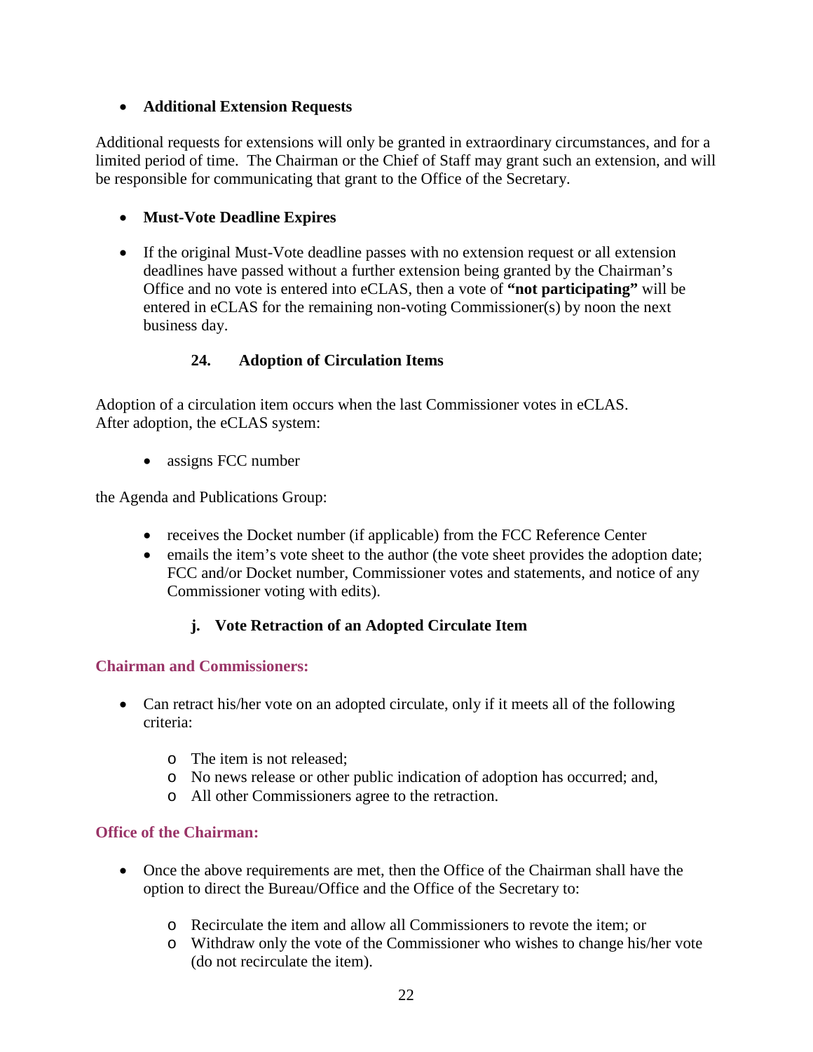- **Additional Extension Requests**

Additional requests for extensions will only be granted in extraordinary circumstances, and for a limited period of time. The Chairman or the Chief of Staff may grant such an extension, and will be responsible for communicating that grant to the Office of the Secretary.

- **Must-Vote Deadline Expires**

- If the original Must-Vote deadline passes with no extension request or all extension deadlines have passed without a further extension being granted by the Chairman's Office and no vote is entered into eCLAS, then a vote of **"not participating"** will be entered in eCLAS for the remaining non-voting Commissioner(s) by noon the next business day.

### 24. Adoption of Circulation Items

Adoption of a circulation item occurs when the last Commissioner votes in eCLAS.
After adoption, the eCLAS system:

- assigns FCC number

the Agenda and Publications Group:

- receives the Docket number (if applicable) from the FCC Reference Center
- emails the item's vote sheet to the author (the vote sheet provides the adoption date; FCC and/or Docket number, Commissioner votes and statements, and notice of any Commissioner voting with edits).

#### j. Vote Retraction of an Adopted Circulate Item

**Chairman and Commissioners:**

- Can retract his/her vote on an adopted circulate, only if it meets all of the following criteria:
  - The item is not released;
  - No news release or other public indication of adoption has occurred; and,
  - All other Commissioners agree to the retraction.

**Office of the Chairman:**

- Once the above requirements are met, then the Office of the Chairman shall have the option to direct the Bureau/Office and the Office of the Secretary to:
  - Recirculate the item and allow all Commissioners to revote the item; or
  - Withdraw only the vote of the Commissioner who wishes to change his/her vote (do not recirculate the item).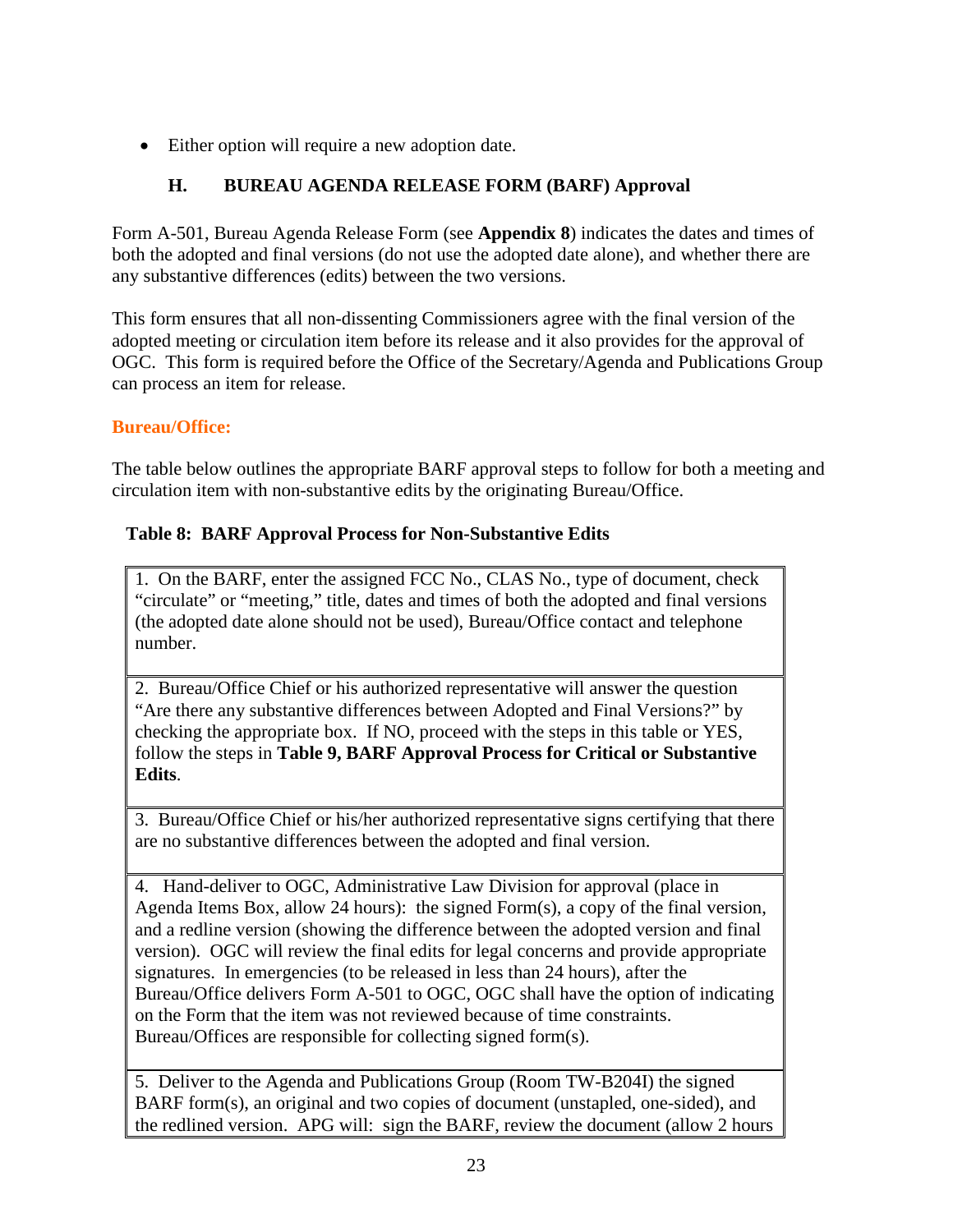- Either option will require a new adoption date.

### H. BUREAU AGENDA RELEASE FORM (BARF) Approval

Form A-501, Bureau Agenda Release Form (see **Appendix 8**) indicates the dates and times of both the adopted and final versions (do not use the adopted date alone), and whether there are any substantive differences (edits) between the two versions.

This form ensures that all non-dissenting Commissioners agree with the final version of the adopted meeting or circulation item before its release and it also provides for the approval of OGC. This form is required before the Office of the Secretary/Agenda and Publications Group can process an item for release.

**Bureau/Office:**

The table below outlines the appropriate BARF approval steps to follow for both a meeting and circulation item with non-substantive edits by the originating Bureau/Office.

**Table 8: BARF Approval Process for Non-Substantive Edits**

| |
|---|
| 1. On the BARF, enter the assigned FCC No., CLAS No., type of document, check "circulate" or "meeting," title, dates and times of both the adopted and final versions (the adopted date alone should not be used), Bureau/Office contact and telephone number. |
| 2. Bureau/Office Chief or his authorized representative will answer the question "Are there any substantive differences between Adopted and Final Versions?" by checking the appropriate box. If NO, proceed with the steps in this table or YES, follow the steps in **Table 9, BARF Approval Process for Critical or Substantive Edits**. |
| 3. Bureau/Office Chief or his/her authorized representative signs certifying that there are no substantive differences between the adopted and final version. |
| 4. Hand-deliver to OGC, Administrative Law Division for approval (place in Agenda Items Box, allow 24 hours): the signed Form(s), a copy of the final version, and a redline version (showing the difference between the adopted version and final version). OGC will review the final edits for legal concerns and provide appropriate signatures. In emergencies (to be released in less than 24 hours), after the Bureau/Office delivers Form A-501 to OGC, OGC shall have the option of indicating on the Form that the item was not reviewed because of time constraints. Bureau/Offices are responsible for collecting signed form(s). |
| 5. Deliver to the Agenda and Publications Group (Room TW-B204I) the signed BARF form(s), an original and two copies of document (unstapled, one-sided), and the redlined version. APG will: sign the BARF, review the document (allow 2 hours |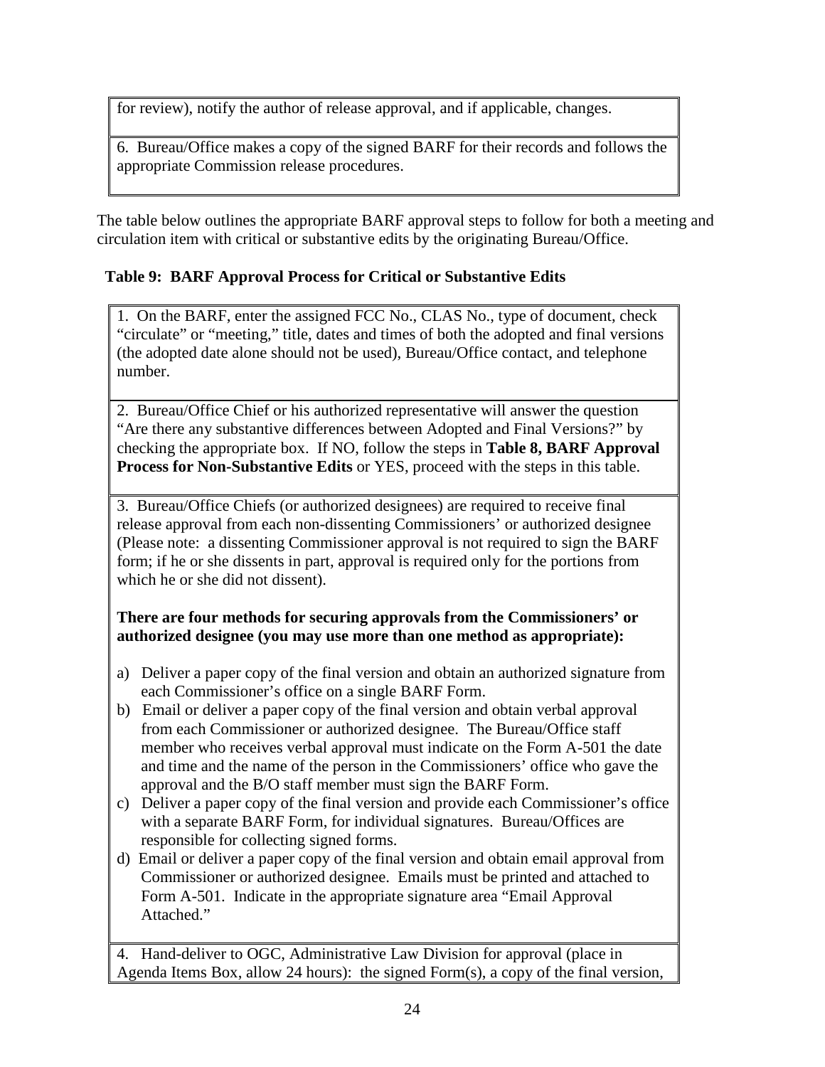| for review), notify the author of release approval, and if applicable, changes. |
|---|
| 6. Bureau/Office makes a copy of the signed BARF for their records and follows the appropriate Commission release procedures. |

The table below outlines the appropriate BARF approval steps to follow for both a meeting and circulation item with critical or substantive edits by the originating Bureau/Office.

**Table 9: BARF Approval Process for Critical or Substantive Edits**

| 1. On the BARF, enter the assigned FCC No., CLAS No., type of document, check "circulate" or "meeting," title, dates and times of both the adopted and final versions (the adopted date alone should not be used), Bureau/Office contact, and telephone number. |
|---|
| 2. Bureau/Office Chief or his authorized representative will answer the question "Are there any substantive differences between Adopted and Final Versions?" by checking the appropriate box. If NO, follow the steps in **Table 8, BARF Approval Process for Non-Substantive Edits** or YES, proceed with the steps in this table. |
| 3. Bureau/Office Chiefs (or authorized designees) are required to receive final release approval from each non-dissenting Commissioners' or authorized designee (Please note: a dissenting Commissioner approval is not required to sign the BARF form; if he or she dissents in part, approval is required only for the portions from which he or she did not dissent).<br><br>**There are four methods for securing approvals from the Commissioners' or authorized designee (you may use more than one method as appropriate):**<br><br>a) Deliver a paper copy of the final version and obtain an authorized signature from each Commissioner's office on a single BARF Form.<br>b) Email or deliver a paper copy of the final version and obtain verbal approval from each Commissioner or authorized designee. The Bureau/Office staff member who receives verbal approval must indicate on the Form A-501 the date and time and the name of the person in the Commissioners' office who gave the approval and the B/O staff member must sign the BARF Form.<br>c) Deliver a paper copy of the final version and provide each Commissioner's office with a separate BARF Form, for individual signatures. Bureau/Offices are responsible for collecting signed forms.<br>d) Email or deliver a paper copy of the final version and obtain email approval from Commissioner or authorized designee. Emails must be printed and attached to Form A-501. Indicate in the appropriate signature area "Email Approval Attached." |
| 4. Hand-deliver to OGC, Administrative Law Division for approval (place in Agenda Items Box, allow 24 hours): the signed Form(s), a copy of the final version, |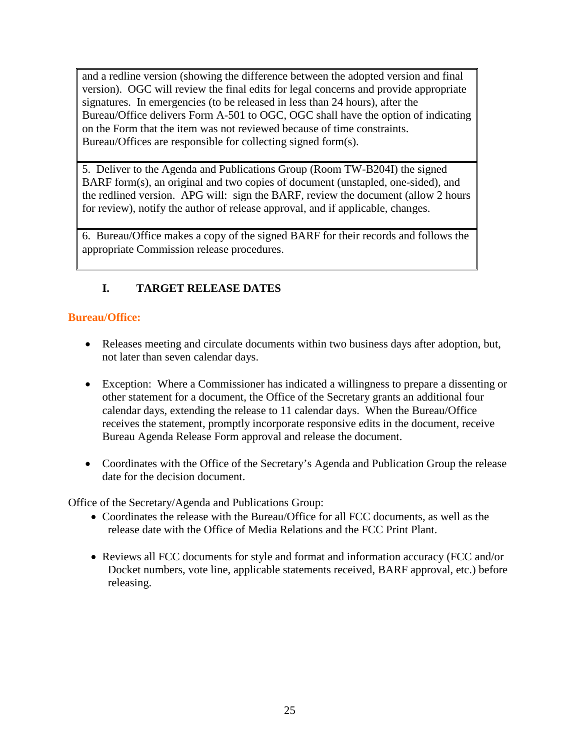| |
|---|
| and a redline version (showing the difference between the adopted version and final version). OGC will review the final edits for legal concerns and provide appropriate signatures. In emergencies (to be released in less than 24 hours), after the Bureau/Office delivers Form A-501 to OGC, OGC shall have the option of indicating on the Form that the item was not reviewed because of time constraints. Bureau/Offices are responsible for collecting signed form(s). |
| 5. Deliver to the Agenda and Publications Group (Room TW-B204I) the signed BARF form(s), an original and two copies of document (unstapled, one-sided), and the redlined version. APG will: sign the BARF, review the document (allow 2 hours for review), notify the author of release approval, and if applicable, changes. |
| 6. Bureau/Office makes a copy of the signed BARF for their records and follows the appropriate Commission release procedures. |

## I. TARGET RELEASE DATES

**Bureau/Office:**

- Releases meeting and circulate documents within two business days after adoption, but, not later than seven calendar days.

- Exception: Where a Commissioner has indicated a willingness to prepare a dissenting or other statement for a document, the Office of the Secretary grants an additional four calendar days, extending the release to 11 calendar days. When the Bureau/Office receives the statement, promptly incorporate responsive edits in the document, receive Bureau Agenda Release Form approval and release the document.

- Coordinates with the Office of the Secretary's Agenda and Publication Group the release date for the decision document.

Office of the Secretary/Agenda and Publications Group:

- Coordinates the release with the Bureau/Office for all FCC documents, as well as the release date with the Office of Media Relations and the FCC Print Plant.

- Reviews all FCC documents for style and format and information accuracy (FCC and/or Docket numbers, vote line, applicable statements received, BARF approval, etc.) before releasing.